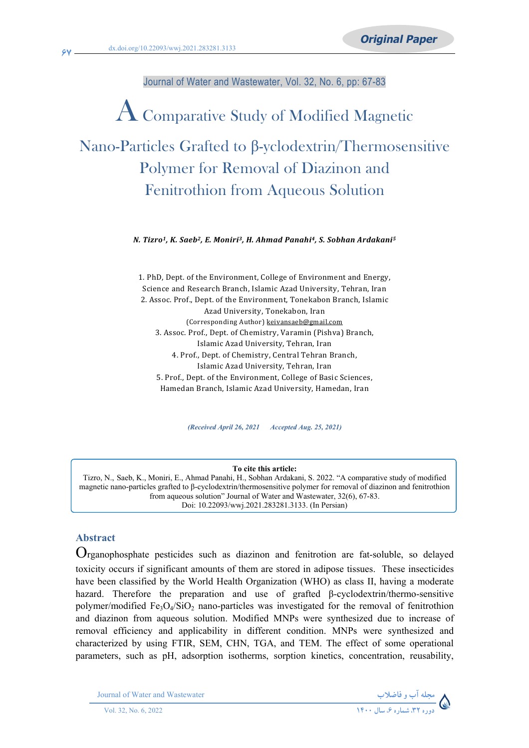Original Paper

# A Comparative Study of Modified Magnetic Nano-Particles Grafted to β-cyclodextrin/Thermosensitive Polymer for Removal of Diazinon and Fenitrothion from Aqueous Solution

***N. Tizro[1], K. Saeb[2], E. Moniri[3], H. Ahmad Panahi[4], S. Sobhan Ardakani[5]***

1. PhD, Dept. of the Environment, College of Environment and Energy, Science and Research Branch, Islamic Azad University, Tehran, Iran
2. Assoc. Prof., Dept. of the Environment, Tonekabon Branch, Islamic Azad University, Tonekabon, Iran
(Corresponding Author) keivansaeb@gmail.com
3. Assoc. Prof., Dept. of Chemistry, Varamin (Pishva) Branch, Islamic Azad University, Tehran, Iran
4. Prof., Dept. of Chemistry, Central Tehran Branch, Islamic Azad University, Tehran, Iran
5. Prof., Dept. of the Environment, College of Basic Sciences, Hamedan Branch, Islamic Azad University, Hamedan, Iran

*(Received April 26, 2021 Accepted Aug. 25, 2021)*

**To cite this article:**
Tizro, N., Saeb, K., Moniri, E., Ahmad Panahi, H., Sobhan Ardakani, S. 2022. "A comparative study of modified magnetic nano-particles grafted to β-cyclodextrin/thermosensitive polymer for removal of diazinon and fenitrothion from aqueous solution" Journal of Water and Wastewater, 32(6), 67-83.
Doi: 10.22093/wwj.2021.283281.3133. (In Persian)

## Abstract

Organophosphate pesticides such as diazinon and fenitrotion are fat-soluble, so delayed toxicity occurs if significant amounts of them are stored in adipose tissues. These insecticides have been classified by the World Health Organization (WHO) as class II, having a moderate hazard. Therefore the preparation and use of grafted β-cyclodextrin/thermo-sensitive polymer/modified $Fe_3O_4/SiO_2$ nano-particles was investigated for the removal of fenitrothion and diazinon from aqueous solution. Modified MNPs were synthesized due to increase of removal efficiency and applicability in different condition. MNPs were synthesized and characterized by using FTIR, SEM, CHN, TGA, and TEM. The effect of some operational parameters, such as pH, adsorption isotherms, sorption kinetics, concentration, reusability,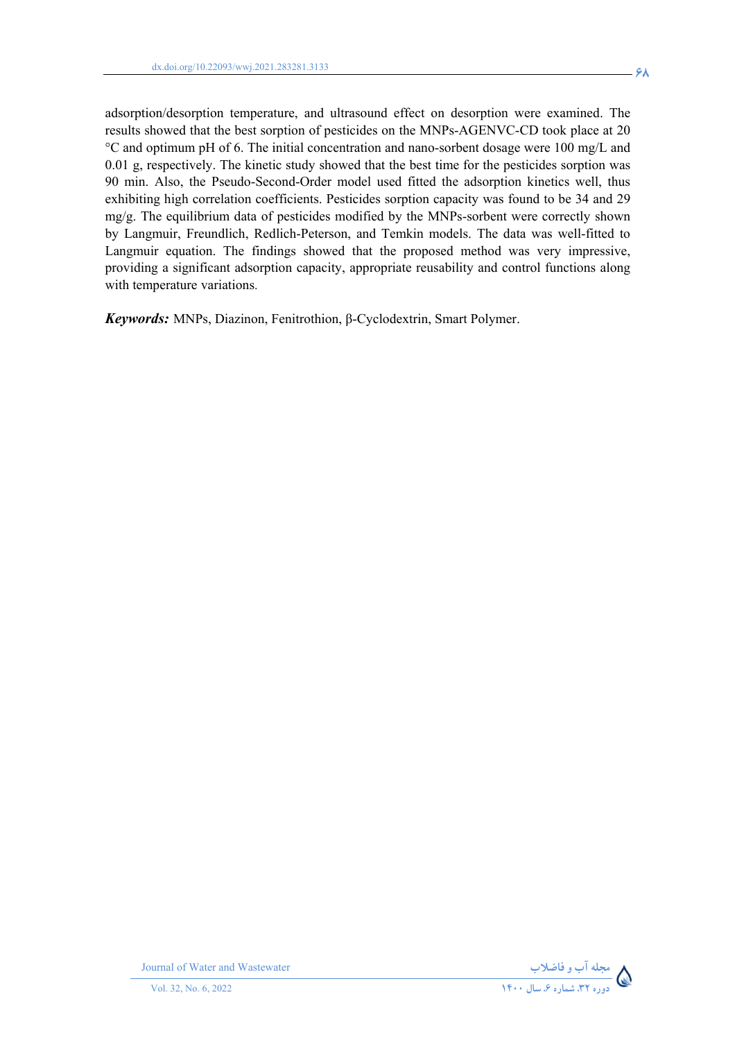adsorption/desorption temperature, and ultrasound effect on desorption were examined. The results showed that the best sorption of pesticides on the MNPs-AGENVC-CD took place at 20 °C and optimum pH of 6. The initial concentration and nano-sorbent dosage were 100 mg/L and 0.01 g, respectively. The kinetic study showed that the best time for the pesticides sorption was 90 min. Also, the Pseudo-Second-Order model used fitted the adsorption kinetics well, thus exhibiting high correlation coefficients. Pesticides sorption capacity was found to be 34 and 29 mg/g. The equilibrium data of pesticides modified by the MNPs-sorbent were correctly shown by Langmuir, Freundlich, Redlich-Peterson, and Temkin models. The data was well-fitted to Langmuir equation. The findings showed that the proposed method was very impressive, providing a significant adsorption capacity, appropriate reusability and control functions along with temperature variations.

***Keywords:*** MNPs, Diazinon, Fenitrothion, β-Cyclodextrin, Smart Polymer.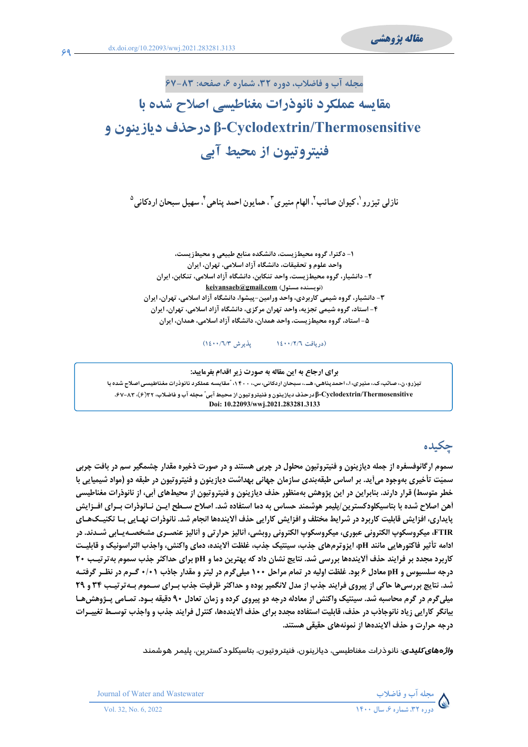مقاله پژوهشی

dx.doi.org/10.22093/wwj.2021.283281.3133

مجله آب و فاضلاب، دوره ۳۲، شماره ۶، صفحه: ۸۳-۶۷

# مقایسه عملکرد نانوذرات مغناطیسی اصلاح شده با β-Cyclodextrin/Thermosensitive درحذف دیازینون و فنیتروتیون از محیط آبی

نازلی تیزرو[۱]، کیوان صائب[۲]، الهام منیری[۳]، همایون احمد پناهی[۴]، سهیل سبحان اردکانی[۵]

۱- دکترا، گروه محیط‌زیست، دانشکده منابع طبیعی و محیط‌زیست، واحد علوم و تحقیقات، دانشگاه آزاد اسلامی، تهران، ایران

۲- دانشیار، گروه محیط‌زیست، واحد تنکابن، دانشگاه آزاد اسلامی، تنکابن، ایران
(نویسنده مسئول) keivansaeb@gmail.com

۳- دانشیار، گروه شیمی کاربردی، واحد ورامین-پیشوا، دانشگاه آزاد اسلامی، تهران، ایران

۴- استاد، گروه شیمی تجزیه، واحد تهران مرکزی، دانشگاه آزاد اسلامی، تهران، ایران

۵- استاد، گروه محیط‌زیست، واحد همدان، دانشگاه آزاد اسلامی، همدان، ایران

(دریافت ۱۴۰۰/۲/۶ پذیرش ۱۴۰۰/۶/۳)

**برای ارجاع به این مقاله به صورت زیر اقدام بفرمایید:**

تیزرو، ن.، صائب، ک.، منیری، ا.، احمدپناهی، هـ.، سبحان اردکانی، س.، ۱۴۰۰، "مقایسه عملکرد نانوذرات مغناطیسی اصلاح شده با β-Cyclodextrin/Thermosensitive درحذف دیازینون و فنیتروتیون از محیط آبی" مجله آب و فاضلاب، ۳۲(۶)، ۸۳-۶۷.
Doi: 10.22093/wwj.2021.283281.3133

## چکیده

سموم ارگانوفسفره از جمله دیازینون و فنیتروتیون محلول در چربی هستند و در صورت ذخیره مقدار چشمگیر سم در بافت چربی سمیّت تأخیری به‌وجود می‌آید. بر اساس طبقه‌بندی سازمان جهانی بهداشت دیازینون و فنیتروتیون در طبقه دو (مواد شیمیایی با خطر متوسط) قرار دارند. بنابراین در این پژوهش به‌منظور حذف دیازینون و فنیتروتیون از محیط‌های آبی، از نانوذرات مغناطیسی آهن اصلاح شده با بتاسیکلودکسترین/پلیمر هوشمند حساس به دما استفاده شد. اصلاح سطح این نانوذرات برای افزایش پایداری، افزایش قابلیت کاربرد در شرایط مختلف و افزایش کارایی حذف آلاینده‌ها انجام شد. نانوذرات نهایی با تکنیک‌های FTIR، میکروسکوپ الکترونی عبوری، میکروسکوپ الکترونی روبشی، آنالیز حرارتی و آنالیز عنصری مشخصه‌یابی شدند. در ادامه تأثیر فاکتورهایی مانند pH، ایزوترم‌های جذب، سینتیک جذب، غلظت آلاینده، دمای واکنش، واجذب التراسونیک و قابلیت کاربرد مجدد بر فرایند حذف آلاینده‌ها بررسی شد. نتایج نشان داد که بهترین دما و pH برای حداکثر جذب سموم به‌ترتیب ۲۰ درجه سلسیوس و pH معادل ۶ بود. غلظت اولیه در تمام مراحل ۱۰۰ میلی‌گرم در لیتر و مقدار جاذب ۰/۰۱ گرم در نظر گرفته شد. نتایج بررسی‌ها حاکی از پیروی فرایند جذب از مدل لانگمیر بوده و حداکثر ظرفیت جذب برای سموم به‌ترتیب ۳۴ و ۲۹ میلی‌گرم در گرم محاسبه شد. سینتیک واکنش از معادله درجه دو پیروی کرده و زمان تعادل ۹۰ دقیقه بود. تمامی پژوهش‌ها بیانگر کارایی زیاد نانوجاذب در حذف، قابلیت استفاده مجدد برای حذف آلاینده‌ها، کنترل فرایند جذب و واجذب توسط تغییرات درجه حرارت و حذف آلاینده‌ها از نمونه‌های حقیقی هستند.

***واژه‌های کلیدی:*** نانوذرات مغناطیسی، دیازینون، فنیتروتیون، بتاسیکلودکسترین، پلیمر هوشمند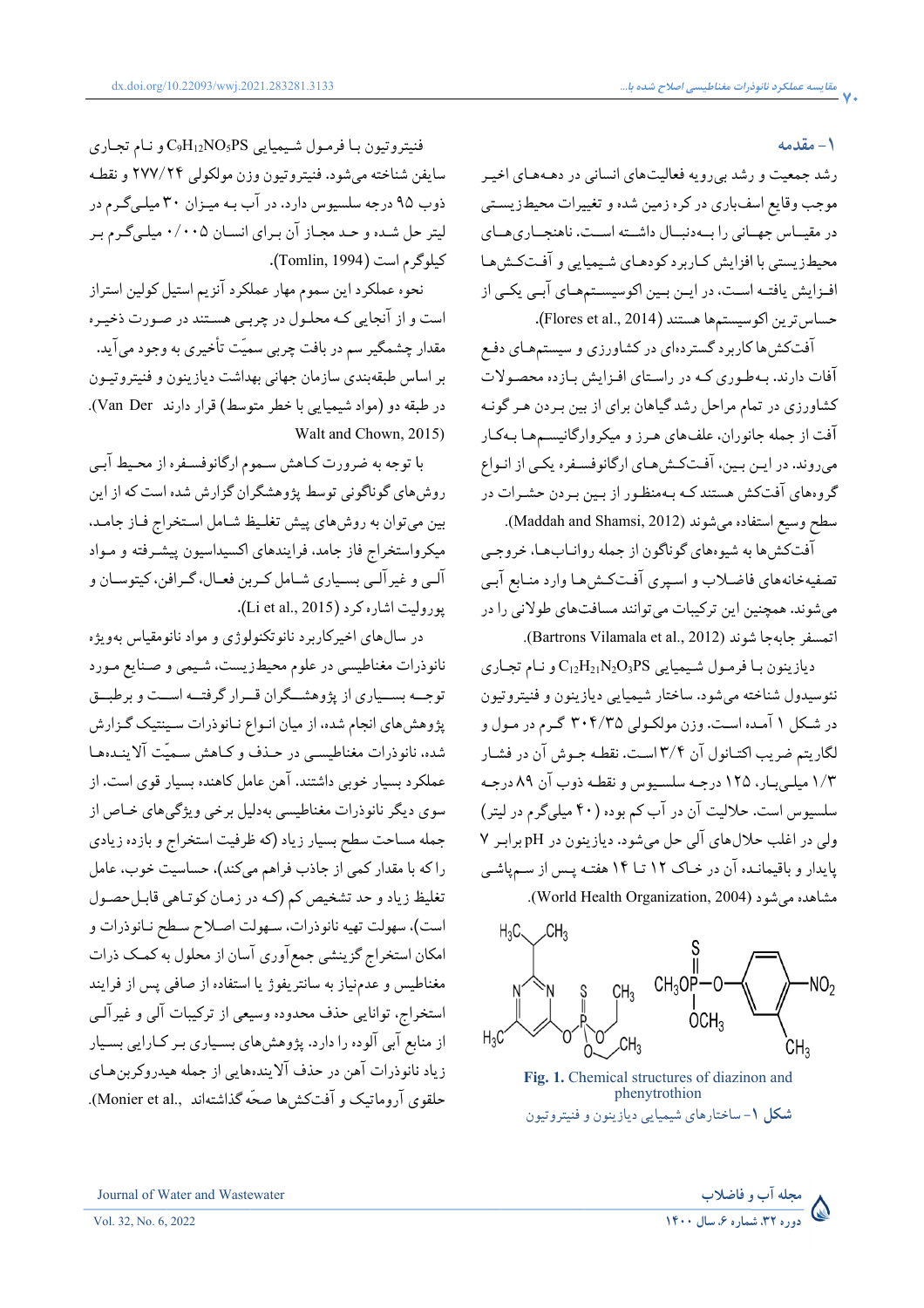## ۱- مقدمه

رشد جمعیت و رشد بی‌رویه فعالیت‌های انسانی در دهه‌های اخیر موجب وقایع اسفباری در کره زمین شده و تغییرات محیط‌زیستی در مقیاس جهانی را به‌دنبال داشته است. ناهنجاری‌های محیط‌زیستی با افزایش کاربرد کودهای شیمیایی و آفت‌کش‌ها افزایش یافته است، در این بین اکوسیستم‌های آبی یکی از حساس‌ترین اکوسیستم‌ها هستند (Flores et al., 2014).

آفت‌کش‌ها کاربرد گسترده‌ای در کشاورزی و سیستم‌های دفع آفات دارند. به‌طوری که در راستای افزایش بازده محصولات کشاورزی در تمام مراحل رشد گیاهان برای از بین بردن هر گونه آفت از جمله جانوران، علف‌های هرز و میکروارگانیسم‌ها به‌کار می‌روند. در این بین، آفت‌کش‌های ارگانوفسفره یکی از انواع گروه‌های آفت‌کش هستند که به‌منظور از بین بردن حشرات در سطح وسیع استفاده می‌شوند (Maddah and Shamsi, 2012).

آفت‌کش‌ها به شیوه‌های گوناگون از جمله روان‌آب‌ها، خروجی تصفیه‌خانه‌های فاضلاب و اسپری آفت‌کش‌ها وارد منابع آبی می‌شوند. همچنین این ترکیبات می‌توانند مسافت‌های طولانی را در اتمسفر جابه‌جا شوند (Bartrons Vilamala et al., 2012).

دیازینون با فرمول شیمیایی $C_{12}H_{21}N_2O_3PS$ و نام تجاری نئوسیدول شناخته می‌شود. ساختار شیمیایی دیازینون و فنیتروتیون در شکل ۱ آمده است. وزن مولکولی ۳۰۴/۳۵ گرم در مول و لگاریتم ضریب اکتانول آن ۳/۴ است. نقطه جوش آن در فشار ۱/۳ میلی‌بار، ۱۲۵ درجه سلسیوس و نقطه ذوب آن ۸۹ درجه سلسیوس است. حلالیت آن در آب کم بوده (۴۰ میلی‌گرم در لیتر) ولی در اغلب حلال‌های آلی حل می‌شود. دیازینون در pH برابر ۷ پایدار و باقیمانده آن در خاک ۱۲ تا ۱۴ هفته پس از سم‌پاشی مشاهده می‌شود (World Health Organization, 2004).

Fig. 1. Chemical structures of diazinon and phenytrothion

شکل ۱- ساختارهای شیمیایی دیازینون و فنیتروتیون

فنیتروتیون با فرمول شیمیایی $C_9H_{12}NO_5PS$ و نام تجاری سایفن شناخته می‌شود. فنیتروتیون وزن مولکولی ۲۷۷/۲۴ و نقطه ذوب ۹۵ درجه سلسیوس دارد. در آب به میزان ۳۰ میلی‌گرم در لیتر حل شده و حد مجاز آن برای انسان ۰/۰۰۵ میلی‌گرم بر کیلوگرم است (Tomlin, 1994).

نحوه عملکرد این سموم مهار عملکرد آنزیم استیل کولین استراز است و از آنجایی که محلول در چربی هستند در صورت ذخیره مقدار چشمگیر سم در بافت چربی سمیّت تأخیری به وجود می‌آید. بر اساس طبقه‌بندی سازمان جهانی بهداشت دیازینون و فنیتروتیون در طبقه دو (مواد شیمیایی با خطر متوسط) قرار دارند (Van Der Walt and Chown, 2015).

با توجه به ضرورت کاهش سموم ارگانوفسفره از محیط آبی روش‌های گوناگونی توسط پژوهشگران گزارش شده است که از این بین می‌توان به روش‌های پیش تغلیظ شامل استخراج فاز جامد، میکرواستخراج فاز جامد، فرایندهای اکسیداسیون پیشرفته و مواد آلی و غیرآلی بسیاری شامل کربن فعال، گرافن، کیتوسان و پورولیت اشاره کرد (Li et al., 2015).

در سال‌های اخیرکاربرد نانوتکنولوژی و مواد نانومقیاس بویژه نانوذرات مغناطیسی در علوم محیط‌زیست، شیمی و صنایع مورد توجه بسیاری از پژوهشگران قرار گرفته است و برطبق پژوهش‌های انجام شده، از میان انواع نانوذرات سینتیک گزارش شده، نانوذرات مغناطیسی در حذف و کاهش سمیّت آلاینده‌ها عملکرد بسیار خوبی داشتند. آهن عامل کاهنده بسیار قوی است. از سوی دیگر نانوذرات مغناطیسی به‌دلیل برخی ویژگی‌های خاص از جمله مساحت سطح بسیار زیاد (که ظرفیت استخراج و بازده زیادی را که با مقدار کمی از جاذب فراهم می‌کند)، حساسیت خوب، عامل تغلیظ زیاد و حد تشخیص کم (که در زمان کوتاهی قابل‌حصول است)، سهولت تهیه نانوذرات، سهولت اصلاح سطح نانوذرات و امکان استخراج گزینشی جمع‌آوری آسان از محلول به کمک ذرات مغناطیس و عدم‌نیاز به سانتریفوژ یا استفاده از صافی پس از فرایند استخراج، توانایی حذف محدوده وسیعی از ترکیبات آلی و غیرآلی از منابع آبی آلوده را دارد. پژوهش‌های بسیاری بر کارایی بسیار زیاد نانوذرات آهن در حذف آلاینده‌هایی از جمله هیدروکربن‌های حلقوی آروماتیک و آفت‌کش‌ها صحّه گذاشته‌اند (Monier et al.,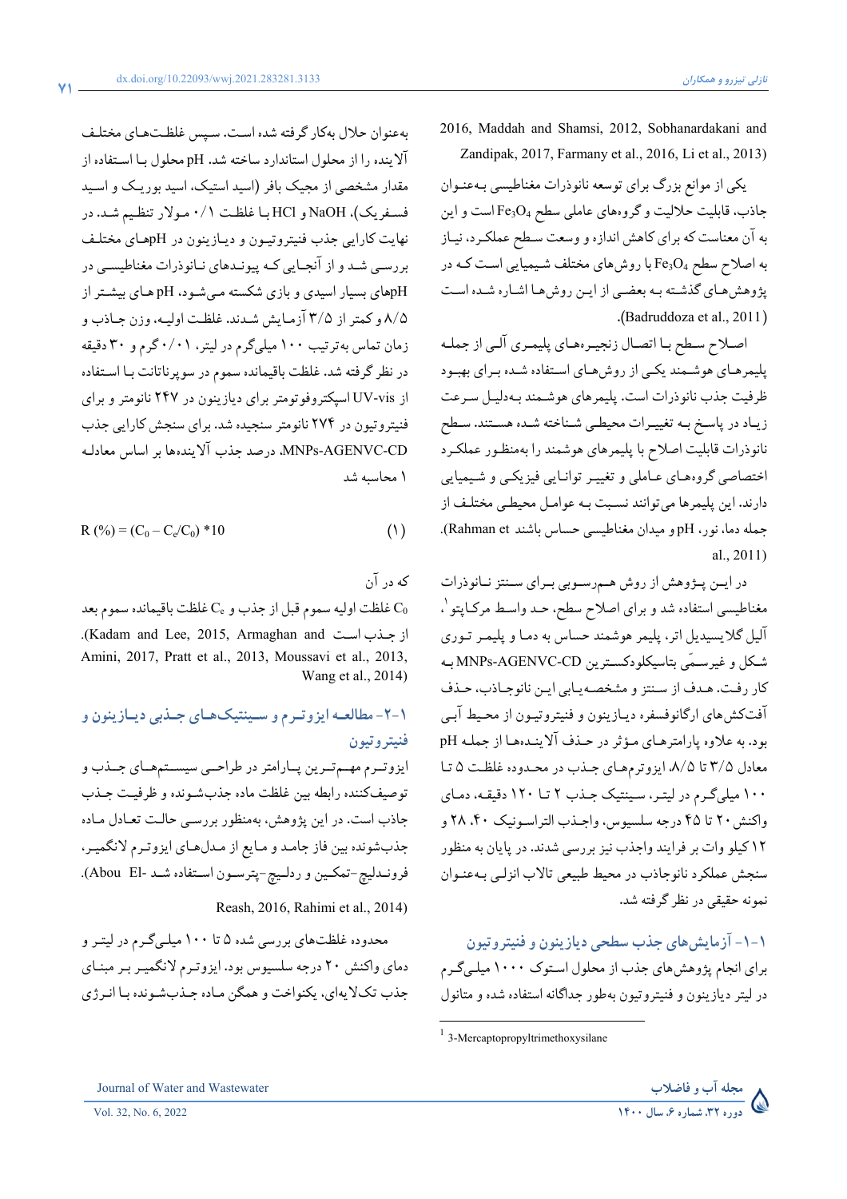2016, Maddah and Shamsi, 2012, Sobhanardakani and Zandipak, 2017, Farmany et al., 2016, Li et al., 2013)

یکی از موانع بزرگ برای توسعه نانوذرات مغناطیسی به‌عنوان جاذب، قابلیت حلالیت و گروه‌های عاملی سطح $Fe_3O_4$ است و این به آن معناست که برای کاهش اندازه و وسعت سطح عملکرد، نیاز به اصلاح سطح $Fe_3O_4$ با روش‌های مختلف شیمیایی است که در پژوهش‌های گذشته به بعضی از این روش‌ها اشاره شده است (Badruddoza et al., 2011).

اصلاح سطح با اتصال زنجیره‌های پلیمری آلی از جمله پلیمرهای هوشمند یکی از روش‌های استفاده شده برای بهبود ظرفیت جذب نانوذرات است. پلیمرهای هوشمند به‌دلیل سرعت زیاد در پاسخ به تغییرات محیطی شناخته شده هستند. سطح نانوذرات قابلیت اصلاح با پلیمرهای هوشمند را به‌منظور عملکرد اختصاصی گروه‌های عاملی و تغییر توانایی فیزیکی و شیمیایی دارند. این پلیمرها می‌توانند نسبت به عوامل محیطی مختلف از جمله دما، نور، pH و میدان مغناطیسی حساس باشند (Rahman et al., 2011).

در این پژوهش از روش هم‌رسوبی برای سنتز نانوذرات مغناطیسی استفاده شد و برای اصلاح سطح، حد واسط مرکاپتو[1]، آلیل گلایسیدیل اتر، پلیمر هوشمند حساس به دما و پلیمر توری شکل و غیرسمّی بتاسیکلودکسترین MNPs-AGENVC-CD به کار رفت. هدف از سنتز و مشخصه‌یابی این نانوجاذب، حذف آفت‌کش‌های ارگانوفسفره دیازینون و فنیتروتیون از محیط آبی بود. به علاوه پارامترهای مؤثر در حذف آلاینده‌ها از جمله pH معادل ۳/۵ تا ۸/۵، ایزوترم‌های جذب در محدوده غلظت ۵ تا ۱۰۰ میلی‌گرم در لیتر، سینتیک جذب ۲ تا ۱۲۰ دقیقه، دمای واکنش ۲۰ تا ۴۵ درجه سلسیوس، واجذب التراسونیک ۴۰، ۲۸ و ۱۲ کیلو وات بر فرایند واجذب نیز بررسی شدند. در پایان به منظور سنجش عملکرد نانوجاذب در محیط طبیعی تالاب انزلی به‌عنوان نمونه حقیقی در نظر گرفته شد.

## ۱-۱- آزمایش‌های جذب سطحی دیازینون و فنیتروتیون

برای انجام پژوهش‌های جذب از محلول استوک ۱۰۰۰ میلی‌گرم در لیتر دیازینون و فنیتروتیون به‌طور جداگانه استفاده شده و متانول به‌عنوان حلال به‌کار گرفته شده است. سپس غلظت‌های مختلف آلاینده را از محلول استاندارد ساخته شد. pH محلول با استفاده از مقدار مشخصی از مجیک بافر (اسید استیک، اسید بوریک و اسید فسفریک)، NaOH و HCl با غلظت ۰/۱ مولار تنظیم شد. در نهایت کارایی جذب فنیتروتیون و دیازینون در pHهای مختلف بررسی شد و از آنجایی که پیوندهای نانوذرات مغناطیسی در pHهای بسیار اسیدی و بازی شکسته می‌شود، pH های بیشتر از ۸/۵ و کمتر از ۳/۵ آزمایش شدند. غلظت اولیه، وزن جاذب و زمان تماس به‌ترتیب ۱۰۰ میلی‌گرم در لیتر، ۰/۰۱ گرم و ۳۰ دقیقه در نظر گرفته شد. غلظت باقیمانده سموم در سوپرناتانت با استفاده از UV-vis اسپکتروفوتومتر برای دیازینون در ۲۴۷ نانومتر و برای فنیتروتیون در ۲۷۴ نانومتر سنجیده شد. برای سنجش کارایی جذب MNPs-AGENVC-CD، درصد جذب آلاینده‌ها بر اساس معادله ۱ محاسبه شد

$$R\,(\%) = (C_0 - C_e/C_0) *10 \qquad (1)$$

که در آن

$C_0$ غلظت اولیه سموم قبل از جذب و $C_e$ غلظت باقیمانده سموم بعد از جذب است (Kadam and Lee, 2015, Armaghan and Amini, 2017, Pratt et al., 2013, Moussavi et al., 2013, Wang et al., 2014).

## ۲-۱- مطالعه ایزوترم و سینتیک‌های جذبی دیازینون و فنیتروتیون

ایزوترم مهم‌ترین پارامتر در طراحی سیستم‌های جذب و توصیف‌کننده رابطه بین غلظت ماده جذب‌شونده و ظرفیت جذب جاذب است. در این پژوهش، به‌منظور بررسی حالت تعادل ماده جذب‌شونده بین فاز جامد و مایع از مدل‌های ایزوترم لانگمیر، فروندلیچ-تمکین و ردلیچ-پترسون استفاده شد (Abou El-Reash, 2016, Rahimi et al., 2014)

محدوده غلظت‌های بررسی شده ۵ تا ۱۰۰ میلی‌گرم در لیتر و دمای واکنش ۲۰ درجه سلسیوس بود. ایزوترم لانگمیر بر مبنای جذب تک‌لایه‌ای، یکنواخت و همگن ماده جذب‌شونده با انرژی

---

[1] 3-Mercaptopropyltrimethoxysilane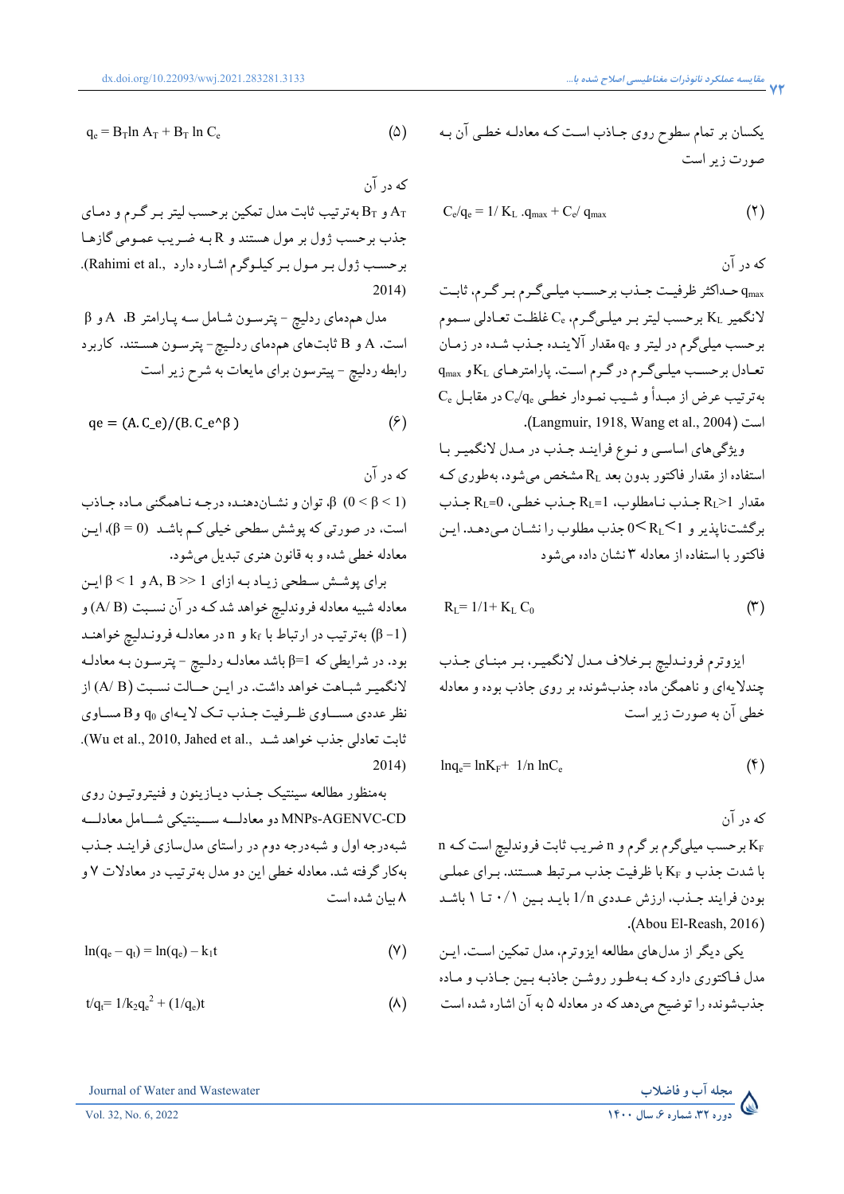یکسان بر تمام سطوح روی جاذب است که معادله خطی آن به صورت زیر است

$$C_e/q_e = 1/ K_L .q_{max} + C_e/ q_{max} \qquad (۲)$$

که در آن

$q_{max}$ حداکثر ظرفیت جذب برحسب میلی‌گرم بر گرم، ثابت لانگمیر $K_L$ برحسب لیتر بر میلی‌گرم، $C_e$ غلظت تعادلی سموم برحسب میلی‌گرم در لیتر و $q_e$ مقدار آلاینده جذب شده در زمان تعادل برحسب میلی‌گرم در گرم است. پارامترهای $K_L$ و $q_{max}$ به‌ترتیب عرض از مبدأ و شیب نمودار خطی $C_e/q_e$ در مقابل $C_e$ است (Langmuir, 1918, Wang et al., 2004).

ویژگی‌های اساسی و نوع فرایند جذب در مدل لانگمیر با استفاده از مقدار فاکتور بدون بعد $R_L$ مشخص می‌شود، به‌طوری که مقدار $R_L>1$ جذب نامطلوب، $R_L=1$ جذب خطی، $R_L=0$ جذب برگشت‌ناپذیر و $0<R_L<1$ جذب مطلوب را نشان می‌دهد. این فاکتور با استفاده از معادله ۳ نشان داده می‌شود

$$R_L= 1/1+ K_L C_0 \qquad (۳)$$

ایزوترم فروندلیچ برخلاف مدل لانگمیر، بر مبنای جذب چندلایه‌ای و ناهمگن ماده جذب‌شونده بر روی جاذب بوده و معادله خطی آن به صورت زیر است

$$\ln q_e= \ln K_F+ 1/n \ln C_e \qquad (۴)$$

که در آن

$K_F$ برحسب میلی‌گرم بر گرم و n ضریب ثابت فروندلیچ است که n با شدت جذب و $K_F$ با ظرفیت جذب مرتبط هستند. برای عملی بودن فرایند جذب، ارزش عددی $1/n$ باید بین ۰/۱ تا ۱ باشد (Abou El-Reash, 2016).

یکی دیگر از مدل‌های مطالعه ایزوترم، مدل تمکین است. این مدل فاکتوری دارد که به‌طور روشن جاذبه بین جاذب و ماده جذب‌شونده را توضیح می‌دهد که در معادله ۵ به آن اشاره شده است

$$q_e = B_T \ln A_T + B_T \ln C_e \qquad (۵)$$

که در آن

$A_T$ و $B_T$ به‌ترتیب ثابت مدل تمکین برحسب لیتر بر گرم و دمای جذب برحسب ژول بر مول هستند و R به ضریب عمومی گازها برحسب ژول بر مول بر کیلوگرم اشاره دارد (Rahimi et al., 2014).

مدل هم‌دمای ردلیچ - پترسون شامل سه پارامتر $B$، $A$ و $\beta$ است. A و B ثابت‌های هم‌دمای ردلیچ - پترسون هستند. کاربرد رابطه ردلیچ - پترسون برای مایعات به شرح زیر است

$$q_e = (A.C_e)/(B.C_e^{\beta}) \qquad (۶)$$

که در آن

$\beta$، توان و نشان‌دهنده درجه ناهمگنی ماده جاذب $(0 < \beta < 1)$ است، در صورتی که پوشش سطحی خیلی کم باشد $(\beta = 0)$، این معادله خطی شده و به قانون هنری تبدیل می‌شود.

برای پوشش سطحی زیاد به ازای $A, B >> 1$ و $\beta < 1$ این معادله شبیه معادله فروندلیچ خواهد شد که در آن نسبت $(A/ B)$ و $(1- \beta)$ به‌ترتیب در ارتباط با $k_f$ و n در معادله فروندلیچ خواهند بود. در شرایطی که $\beta=1$ باشد معادله ردلیچ - پترسون به معادله لانگمیر شباهت خواهد داشت. در این حالت نسبت $(A/ B)$ از نظر عددی مساوی ظرفیت جذب تک لایه‌ای $q_0$ و B مساوی ثابت تعادلی جذب خواهد شد (Wu et al., 2010, Jahed et al., 2014).

به‌منظور مطالعه سینتیک جذب دیازینون و فنیتروتیون روی MNPs-AGENVC-CD دو معادله سینتیکی شامل معادله شبه‌درجه اول و شبه‌درجه دوم در راستای مدل‌سازی فرایند جذب به‌کار گرفته شد. معادله خطی این دو مدل به‌ترتیب در معادلات ۷ و ۸ بیان شده است

$$\ln(q_e – q_t) = \ln(q_e) – k_1 t \qquad (۷)$$

$$t/q_t= 1/k_2 q_e^2 + (1/q_e)t \qquad (۸)$$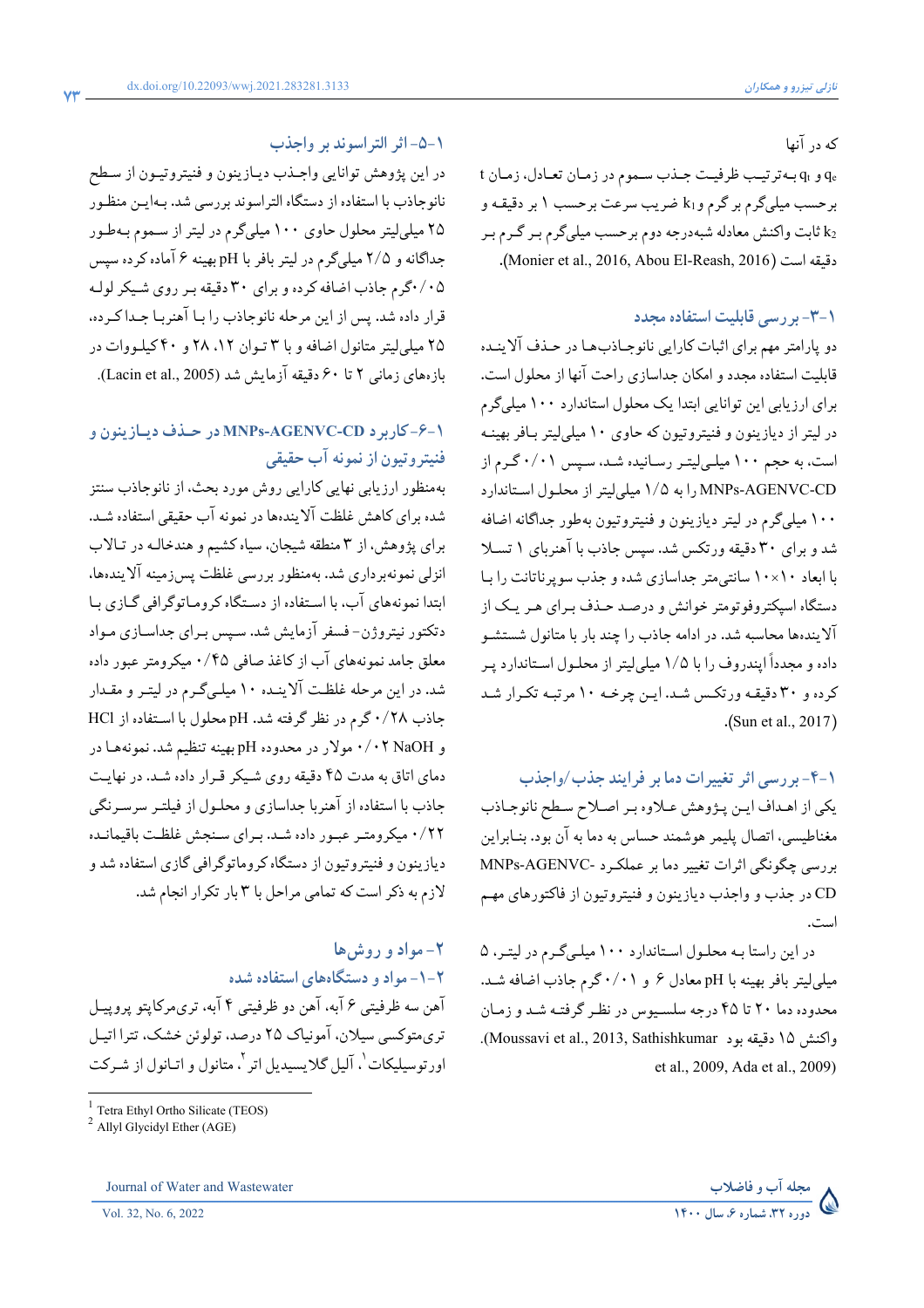که در آنها

$q_e$ و $q_t$ به‌ترتیب ظرفیت جذب سموم در زمان تعادل، زمان t برحسب میلی‌گرم بر گرم و $k_1$ ضریب سرعت برحسب ۱ بر دقیقه و $k_2$ ثابت واکنش معادله شبه‌درجه دوم برحسب میلی‌گرم بر گرم بر دقیقه است (Monier et al., 2016, Abou El-Reash, 2016).

### ۱-۳- بررسی قابلیت استفاده مجدد

دو پارامتر مهم برای اثبات کارایی نانوجاذب‌ها در حذف آلاینده قابلیت استفاده مجدد و امکان جداسازی راحت آنها از محلول است. برای ارزیابی این توانایی ابتدا یک محلول استاندارد ۱۰۰ میلی‌گرم در لیتر از دیازینون و فنیتروتیون که حاوی ۱۰ میلی‌لیتر بافر بهینه است، به حجم ۱۰۰ میلی‌لیتر رسانیده شد، سپس ۰/۰۱ گرم از MNPs-AGENVC-CD را به ۱/۵ میلی‌لیتر از محلول استاندارد ۱۰۰ میلی‌گرم در لیتر دیازینون و فنیتروتیون به‌طور جداگانه اضافه شد و برای ۳۰ دقیقه ورتکس شد. سپس جاذب با آهنربای ۱ تسلا با ابعاد ۱۰×۱۰ سانتی‌متر جداسازی شده و جذب سوپرناتانت را با دستگاه اسپکتروفوتومتر خوانش و درصد حذف برای هر یک از آلاینده‌ها محاسبه شد. در ادامه جاذب را چند بار با متانول شستشو داده و مجدداً اپندروف را با ۱/۵ میلی‌لیتر از محلول استاندارد پر کرده و ۳۰ دقیقه ورتکس شد. این چرخه ۱۰ مرتبه تکرار شد (Sun et al., 2017).

### ۱-۴- بررسی اثر تغییرات دما بر فرایند جذب/واجذب

یکی از اهداف این پژوهش علاوه بر اصلاح سطح نانوجاذب مغناطیسی، اتصال پلیمر هوشمند حساس به دما به آن بود. بنابراین بررسی چگونگی اثرات تغییر دما بر عملکرد MNPs-AGENVC-CD در جذب و واجذب دیازینون و فنیتروتیون از فاکتورهای مهم است.

در این راستا به محلول استاندارد ۱۰۰ میلی‌گرم در لیتر، ۵ میلی‌لیتر بافر بهینه با pH معادل ۶ و ۰/۰۱ گرم جاذب اضافه شد. محدوده دما ۲۰ تا ۴۵ درجه سلسیوس در نظر گرفته شد و زمان واکنش ۱۵ دقیقه بود (Moussavi et al., 2013, Sathishkumar et al., 2009, Ada et al., 2009).

### ۱-۵- اثر التراسوند بر واجذب

در این پژوهش توانایی واجذب دیازینون و فنیتروتیون از سطح نانوجاذب با استفاده از دستگاه التراسوند بررسی شد. به‌این منظور ۲۵ میلی‌لیتر محلول حاوی ۱۰۰ میلی‌گرم در لیتر از سموم به‌طور جداگانه و ۲/۵ میلی‌گرم در لیتر بافر با pH بهینه ۶ آماده کرده سپس ۰/۰۵ گرم جاذب اضافه کرده و برای ۳۰ دقیقه بر روی شیکر لوله قرار داده شد. پس از این مرحله نانوجاذب را با آهنربا جدا کرده، ۲۵ میلی‌لیتر متانول اضافه و با ۳ توان ۱۲، ۲۸ و ۴۰ کیلووات در بازه‌های زمانی ۲ تا ۶۰ دقیقه آزمایش شد (Lacin et al., 2005).

### ۱-۶- کاربرد MNPs-AGENVC-CD در حذف دیازینون و فنیتروتیون از نمونه آب حقیقی

به‌منظور ارزیابی نهایی کارایی روش مورد بحث، از نانوجاذب سنتز شده برای کاهش غلظت آلاینده‌ها در نمونه آب حقیقی استفاده شد. برای پژوهش، از ۳ منطقه شیجان، سیاه کشیم و هندخاله در تالاب انزلی نمونه‌برداری شد. به‌منظور بررسی غلظت پس‌زمینه آلاینده‌ها، ابتدا نمونه‌های آب، با استفاده از دستگاه کروماتوگرافی گازی با دتکتور نیتروژن- فسفر آزمایش شد. سپس برای جداسازی مواد معلق جامد نمونه‌های آب از کاغذ صافی ۰/۴۵ میکرومتر عبور داده شد. در این مرحله غلظت آلاینده ۱۰ میلی‌گرم در لیتر و مقدار جاذب ۰/۲۸ گرم در نظر گرفته شد. pH محلول با استفاده از HCl و NaOH ۰/۰۲ مولار در محدوده pH بهینه تنظیم شد. نمونه‌ها در دمای اتاق به مدت ۴۵ دقیقه روی شیکر قرار داده شد. در نهایت جاذب با استفاده از آهنربا جداسازی و محلول از فیلتر سرسرنگی ۰/۲۲ میکرومتر عبور داده شد. برای سنجش غلظت باقیمانده دیازینون و فنیتروتیون از دستگاه کروماتوگرافی گازی استفاده شد و لازم به ذکر است که تمامی مراحل با ۳ بار تکرار انجام شد.

## ۲- مواد و روش‌ها

### ۲-۱- مواد و دستگاه‌های استفاده شده

آهن سه ظرفیتی ۶ آبه، آهن دو ظرفیتی ۴ آبه، تری‌مرکاپتو پروپیل تری‌متوکسی سیلان، آمونیاک ۲۵ درصد، تولوئن خشک، تترا اتیل اورتوسیلیکات[1]، آلیل گلایسیدیل اتر[2]، متانول و اتانول از شرکت

---

[1] Tetra Ethyl Ortho Silicate (TEOS)

[2] Allyl Glycidyl Ether (AGE)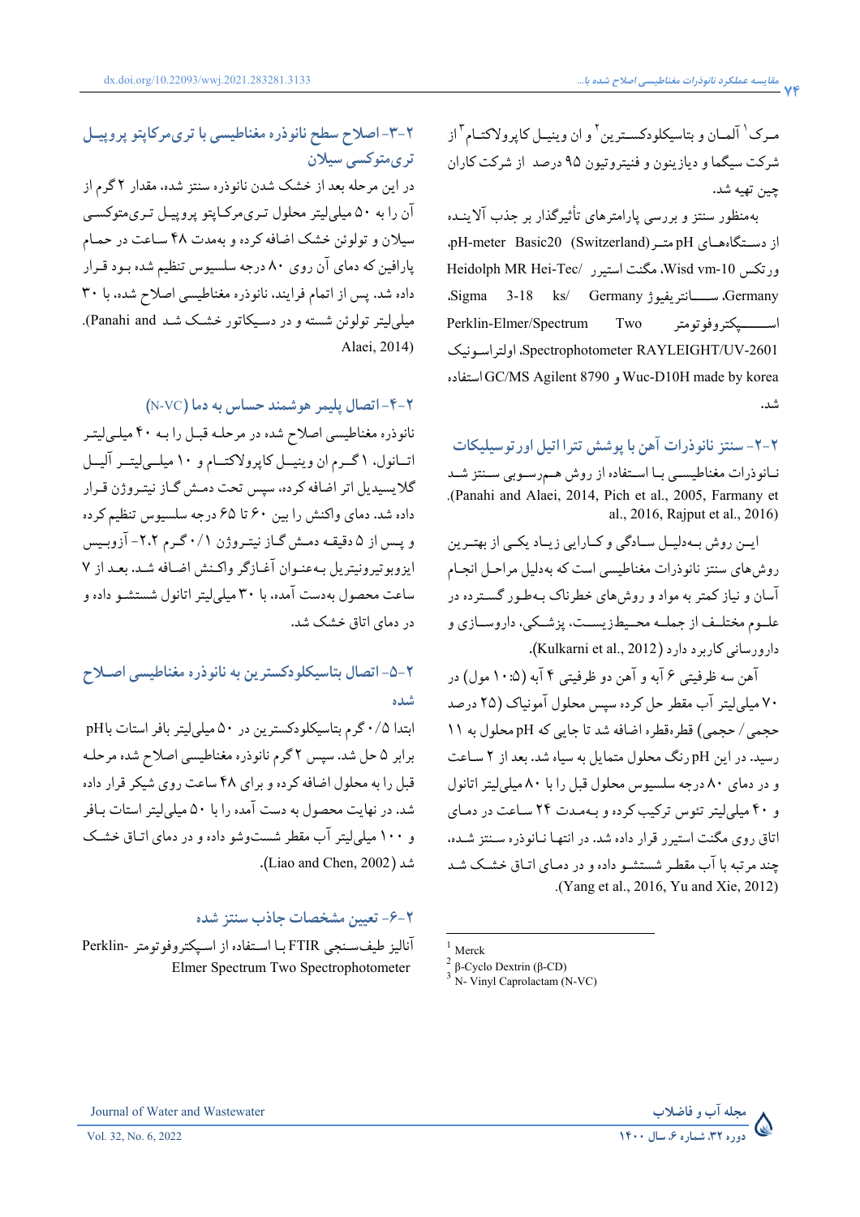مـرک[1] آلمـان و بتاسیکلودکسـترین[2] و ان وینیـل کاپرولاکتـام[3] از شرکت سیگما و دیازینون و فنیتروتیون ۹۵ درصد از شرکت کاران چین تهیه شد.

به‌منظور سنتز و بررسی پارامترهای تأثیرگذار بر جذب آلاینـده از دسـتگاه‌هـای pH متـر pH-meter Basic20 (Switzerland)، ورتکس Wisd vm-10، مگنت استیرر Heidolph MR Hei-Tec/ Germany، ســانتریفیوژ Germany ks/ 3-18 Sigma، اســپکتروفوتومتر Perklin-Elmer/Spectrum Two Spectrophotometer RAYLEIGHT/UV-2601، اولتراسـونیک Wuc-D10H made by korea و GC/MS Agilent 8790 استفاده شد.

## ۲-۲- سنتز نانوذرات آهن با پوشش ترا اتیل اورتوسیلیکات

نـانوذرات مغناطیسـی بـا اسـتفاده از روش هـم‌رسـوبی سـنتز شـد (Panahi and Alaei, 2014, Pich et al., 2005, Farmany et al., 2016, Rajput et al., 2016).

ایـن روش بـه‌دلیـل سـادگی و کـارایی زیـاد یکـی از بهتـرین روش‌های سنتز نانوذرات مغناطیسی است که به‌دلیل مراحـل انجـام آسان و نیاز کمتر به مواد و روش‌های خطرناک بـه‌طـور گسـترده در علـوم مختلـف از جملـه محـیط‌زیسـت، پزشـکی، داروسـازی و دارورسانی کاربرد دارد (Kulkarni et al., 2012).

آهن سه ظرفیتی ۶ آبه و آهن دو ظرفیتی ۴ آبه (۵:۱۰ مول) در ۷۰ میلی‌لیتر آب مقطر حل کرده سپس محلول آمونیاک (۲۵ درصد حجمی/ حجمی) قطره‌قطره اضافه شد تا جایی که pH محلول به ۱۱ رسید. در این pH رنگ محلول متمایل به سیاه شد. بعد از ۲ سـاعـت و در دمای ۸۰ درجه سلسیوس محلول قبل را با ۸۰ میلی‌لیتر اتانول و ۴۰ میلی‌لیتر تتوس ترکیب کرده و بـه‌مـدت ۲۴ سـاعـت در دمـای اتاق روی مگنت استیرر قرار داده شد. در انتهـا نـانوذره سـنتز شـده، چند مرتبه با آب مقطر شستشـو داده و در دمـای اتـاق خشـک شـد (Yang et al., 2016, Yu and Xie, 2012).

## ۲-۳- اصلاح سطح نانوذره مغناطیسی با تری‌مرکاپتو پروپیـل تری‌متوکسی سیلان

در این مرحله بعد از خشک شدن نانوذره سنتز شده، مقدار ۲ گرم از آن را به ۵۰ میلی‌لیتر محلول تـری‌مرکـاپتو پروپیـل تـری‌متوکسـی سیلان و تولوئن خشک اضافه کرده و به‌مدت ۴۸ سـاعـت در حمـام پارافین که دمای آن روی ۸۰ درجه سلسیوس تنظیم شده بـود قـرار داده شد. پس از اتمام فرایند، نانوذره مغناطیسی اصلاح شده، با ۳۰ میلی‌لیتر تولوئن شسته و در دسیکاتور خشـک شـد (Panahi and Alaei, 2014).

## ۲-۴- اتصال پلیمر هوشمند حساس به دما (N-VC)

نانوذره مغناطیسی اصلاح شده در مرحلـه قبـل را بـه ۴۰ میلـی‌لیتـر اتـانول، ۱ گـرم ان وینیـل کاپرولاکتـام و ۱۰ میلـی‌لیتـر آلیـل گلایسیدیل اتر اضافه کرده، سپس تحت دمـش گـاز نیتـروژن قـرار داده شد. دمای واکنش را بین ۶۰ تا ۶۵ درجه سلسیوس تنظیم کرده و پـس از ۵ دقیقـه دمـش گـاز نیتـروژن ۰/۱ گـرم ۲،۲-آزوبـیس ایزوبوتیرونیتریل بـه‌عنـوان آغـازگر واکـنش اضـافه شـد. بعـد از ۷ ساعت محصول به‌دست آمده، با ۳۰ میلی‌لیتر اتانول شستشـو داده و در دمای اتاق خشک شد.

## ۲-۵- اتصال بتاسیکلودکسترین به نانوذره مغناطیسی اصـلاح شده

ابتدا ۰/۵ گرم بتاسیکلودکسترین در ۵۰ میلی‌لیتر بافر استات باpH برابر ۵ حل شد. سپس ۲ گرم نانوذره مغناطیسی اصلاح شده مرحلـه قبل را به محلول اضافه کرده و برای ۴۸ ساعت روی شیکر قرار داده شد. در نهایت محصول به دست آمده را با ۵۰ میلی‌لیتر استات بـافر و ۱۰۰ میلی‌لیتر آب مقطر شست‌وشو داده و در دمای اتـاق خشـک شد (Liao and Chen, 2002).

## ۲-۶- تعیین مشخصات جاذب سنتز شده

آنالیز طیف‌سـنجی FTIR بـا اسـتفاده از اسـپکتروفوتومتر Perklin-Elmer Spectrum Two Spectrophotometer

---

[1] Merck
[2] β-Cyclo Dextrin (β-CD)
[3] N- Vinyl Caprolactam (N-VC)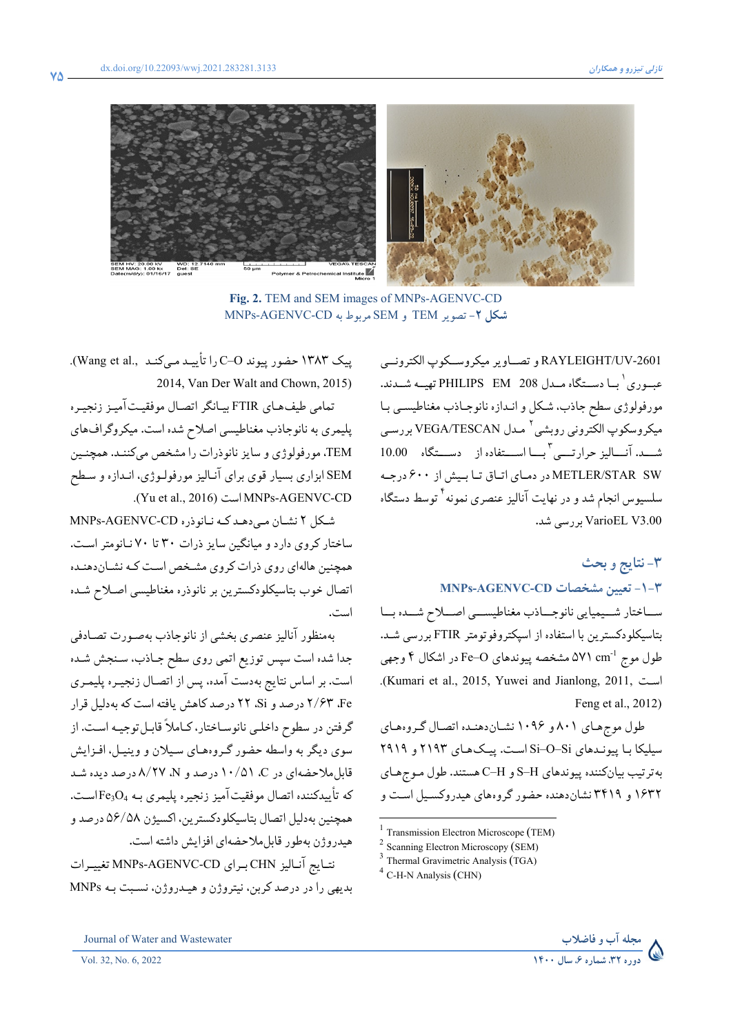Fig. 2. TEM and SEM images of MNPs-AGENVC-CD

شکل ۲- تصویر TEM و SEM مربوط به MNPs-AGENVC-CD

RAYLEIGHT/UV-2601 و تصاویر میکروسکوپ الکترونی عبوری[1] با دستگاه مدل PHILIPS EM 208 تهیه شدند. مورفولوژی سطح جاذب، شکل و اندازه نانوجاذب مغناطیسی با میکروسکوپ الکترونی روبشی[2] مدل VEGA/TESCAN بررسی شد. آنالیز حرارتی[3] با استفاده از دستگاه METLER/STAR SW 10.00 در دمای اتاق تا بیش از ۶۰۰ درجه سلسیوس انجام شد و در نهایت آنالیز عنصری نمونه[4] توسط دستگاه VarioEL V3.00 بررسی شد.

## ۳- نتایج و بحث

### ۳-۱- تعیین مشخصات MNPs-AGENVC-CD

ساختار شیمیایی نانوجاذب مغناطیسی اصلاح شده با بتاسیکلودکسترین با استفاده از اسپکتروفوتومتر FTIR بررسی شد. طول موج $571\ cm^{-1}$ مشخصه پیوندهای Fe–O در اشکال ۴ وجهی است (Kumari et al., 2015, Yuwei and Jianlong, 2011, Feng et al., 2012).

طول موج‌های ۸۰۱ و ۱۰۹۶ نشان‌دهنده اتصال گروه‌های سیلیکا با پیوندهای Si–O–Si است. پیک‌های ۲۱۹۳ و ۲۹۱۹ به‌ترتیب بیان‌کننده پیوندهای S–H و C–H هستند. طول موج‌های ۱۶۳۲ و ۳۴۱۹ نشان‌دهنده حضور گروه‌های هیدروکسیل است و پیک ۱۳۸۳ حضور پیوند C–O را تأیید می‌کند (Wang et al., 2014, Van Der Walt and Chown, 2015).

تمامی طیف‌های FTIR بیانگر اتصال موفقیت‌آمیز زنجیره پلیمری به نانوجاذب مغناطیسی اصلاح شده است. میکروگراف‌های TEM، مورفولوژی و سایز نانوذرات را مشخص می‌کنند. همچنین SEM ابزاری بسیار قوی برای آنالیز مورفولوژی، اندازه و سطح MNPs-AGENVC-CD است (Yu et al., 2016).

شکل ۲ نشان می‌دهد که نانوذره MNPs-AGENVC-CD ساختار کروی دارد و میانگین سایز ذرات ۳۰ تا ۷۰ نانومتر است. همچنین هاله‌ای روی ذرات کروی مشخص است که نشان‌دهنده اتصال خوب بتاسیکلودکسترین بر نانوذره مغناطیسی اصلاح شده است.

به‌منظور آنالیز عنصری بخشی از نانوجاذب به‌صورت تصادفی جدا شده است سپس توزیع اتمی روی سطح جاذب، سنجش شده است. بر اساس نتایج به‌دست آمده، پس از اتصال زنجیره پلیمری Fe، ۲/۶۳ درصد و Si، ۲۲ درصد کاهش یافته است که به‌دلیل قرار گرفتن در سطوح داخلی نانوساختار، کاملاً قابل توجیه است. از سوی دیگر به واسطه حضور گروه‌های سیلان و وینیل، افزایش قابل‌ملاحظه‌ای در C، ۱۰/۵۱ درصد و N، ۸/۲۷ درصد دیده شد که تأییدکننده اتصال موفقیت‌آمیز زنجیره پلیمری به $Fe_3O_4$ است. همچنین به‌دلیل اتصال بتاسیکلودکسترین، اکسیژن ۵۶/۵۸ درصد و هیدروژن به‌طور قابل‌ملاحظه‌ای افزایش داشته است.

نتایج آنالیز CHN برای MNPs-AGENVC-CD تغییرات بدیهی را در درصد کربن، نیتروژن و هیدروژن، نسبت به MNPs

[1] Transmission Electron Microscope (TEM)
[2] Scanning Electron Microscopy (SEM)
[3] Thermal Gravimetric Analysis (TGA)
[4] C-H-N Analysis (CHN)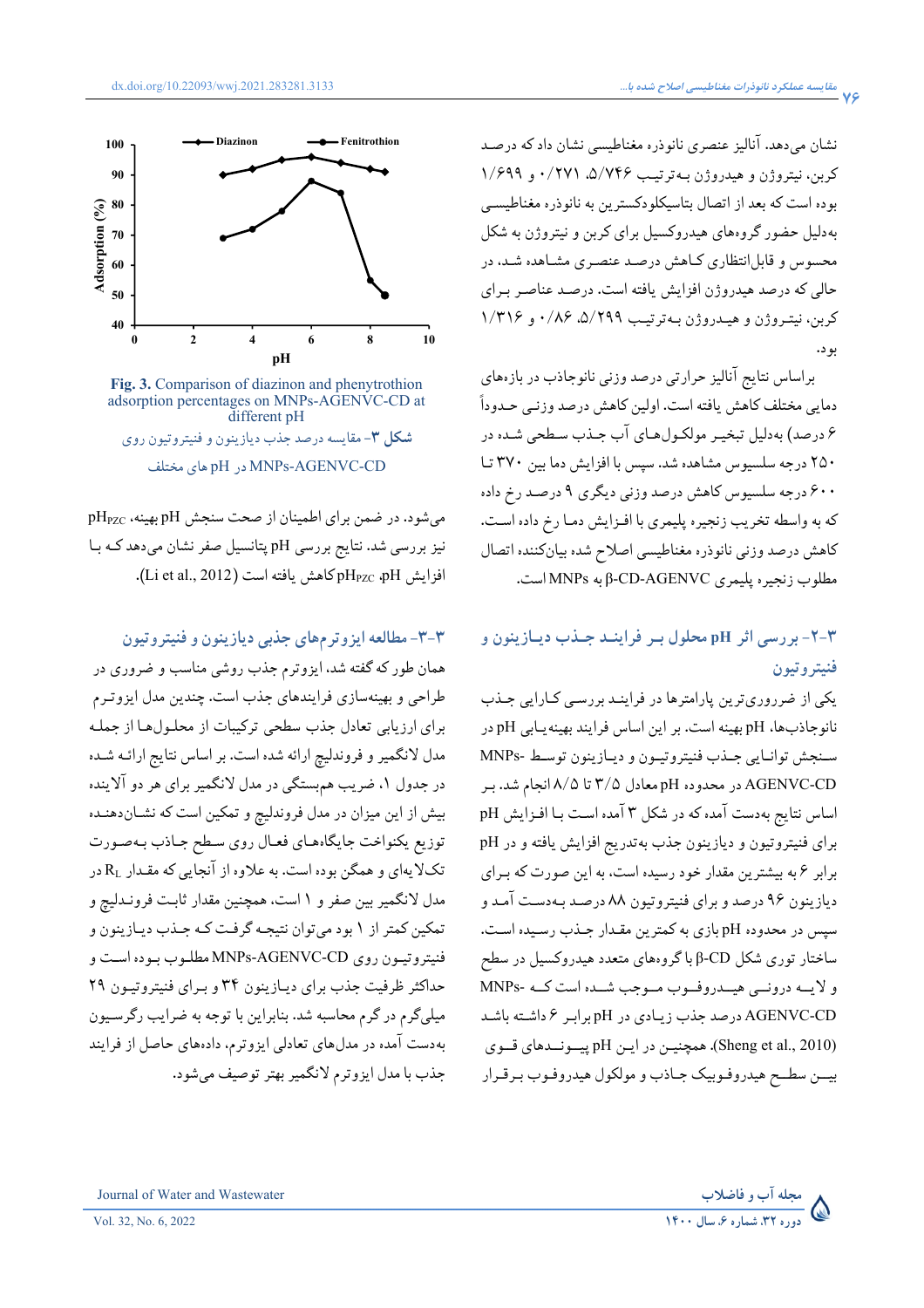نشان می‌دهد. آنالیز عنصری نانوذره مغناطیسی نشان داد که درصد کربن، نیتروژن و هیدروژن به‌ترتیب ۵/۷۴۶، ۰/۲۷۱ و ۱/۶۹۹ بوده است که بعد از اتصال بتاسیکلودکسترین به نانوذره مغناطیسی به‌دلیل حضور گروه‌های هیدروکسیل برای کربن و نیتروژن به شکل محسوس و قابل‌انتظاری کاهش درصد عنصری مشاهده شد، در حالی که درصد هیدروژن افزایش یافته است. درصد عناصر برای کربن، نیتروژن و هیدروژن به‌ترتیب ۵/۲۹۹، ۰/۸۶ و ۱/۳۱۶ بود.

براساس نتایج آنالیز حرارتی درصد وزنی نانوجاذب در بازه‌های دمایی مختلف کاهش یافته است. اولین کاهش درصد وزنی حدوداً ۶ درصد) به‌دلیل تبخیر مولکول‌های آب جذب سطحی شده در ۲۵۰ درجه سلسیوس مشاهده شد. سپس با افزایش دما بین ۳۷۰ تا ۶۰۰ درجه سلسیوس کاهش درصد وزنی دیگری ۹ درصد رخ داده که به واسطه تخریب زنجیره پلیمری با افزایش دما رخ داده است. کاهش درصد وزنی نانوذره مغناطیسی اصلاح شده بیان‌کننده اتصال مطلوب زنجیره پلیمری β-CD-AGENVC به MNPs است.

## ۳-۲- بررسی اثر pH محلول بر فرایند جذب دیازینون و فنیتروتیون

یکی از ضروری‌ترین پارامترها در فرایند بررسی کارایی جذب نانوجاذب‌ها، pH بهینه است. بر این اساس فرایند بهینه‌یابی pH در سنجش توانایی جذب فنیتروتیون و دیازینون توسط MNPs-AGENVC-CD در محدوده pH معادل ۳/۵ تا ۸/۵ انجام شد. بر اساس نتایج به‌دست آمده که در شکل ۳ آمده است با افزایش pH برای فنیتروتیون و دیازینون جذب به‌تدریج افزایش یافته و در pH برابر ۶ به بیشترین مقدار خود رسیده است، به این صورت که برای دیازینون ۹۶ درصد و برای فنیتروتیون ۸۸ درصد به‌دست آمده و سپس در محدوده pH بازی به کمترین مقدار جذب رسیده است. ساختار توری شکل β-CD با گروه‌های متعدد هیدروکسیل در سطح و لایه درونی هیدروفوب موجب شده است که MNPs-AGENVC-CD درصد جذب زیادی در pH برابر ۶ داشته باشد (Sheng et al., 2010). همچنین در این pH پیوندهای قوی بین سطح هیدروفوبیک جاذب و مولکول هیدروفوب برقرار

| pH | 0 | 2 | 4 | 6 | 8 | 10 |
|---|---|---|---|---|---|---|

**Fig. 3.** Comparison of diazinon and phenytrothion adsorption percentages on MNPs-AGENVC-CD at different pH

**شکل ۳-** مقایسه درصد جذب دیازینون و فنیتروتیون روی MNPs-AGENVC-CD در pH های مختلف

می‌شود. در ضمن برای اطمینان از صحت سنجش pH بهینه، $pH_{PZC}$ نیز بررسی شد. نتایج بررسی pH پتانسیل صفر نشان می‌دهد که با افزایش pH، $pH_{PZC}$ کاهش یافته است (Li et al., 2012).

## ۳-۳- مطالعه ایزوترم‌های جذبی دیازینون و فنیتروتیون

همان طور که گفته شد، ایزوترم جذب روشی مناسب و ضروری در طراحی و بهینه‌سازی فرایندهای جذب است. چندین مدل ایزوترم برای ارزیابی تعادل جذب سطحی ترکیبات از محلول‌ها از جمله مدل لانگمیر و فروندلیچ ارائه شده است. بر اساس نتایج ارائه شده در جدول ۱، ضریب همبستگی در مدل لانگمیر برای هر دو آلاینده بیش از این میزان در مدل فروندلیچ و تمکین است که نشان‌دهنده توزیع یکنواخت جایگاه‌های فعال روی سطح جاذب به‌صورت تک‌لایه‌ای و همگن بوده است. به علاوه از آنجایی که مقدار $R_L$ در مدل لانگمیر بین صفر و ۱ است، همچنین مقدار ثابت فروندلیچ و تمکین کمتر از ۱ بود می‌توان نتیجه گرفت که جذب دیازینون و فنیتروتیون روی MNPs-AGENVC-CD مطلوب بوده است و حداکثر ظرفیت جذب برای دیازینون ۳۴ و برای فنیتروتیون ۲۹ میلی‌گرم در گرم محاسبه شد. بنابراین با توجه به ضرایب رگرسیون به‌دست آمده در مدل‌های تعادلی ایزوترم، داده‌های حاصل از فرایند جذب با مدل ایزوترم لانگمیر بهتر توصیف می‌شود.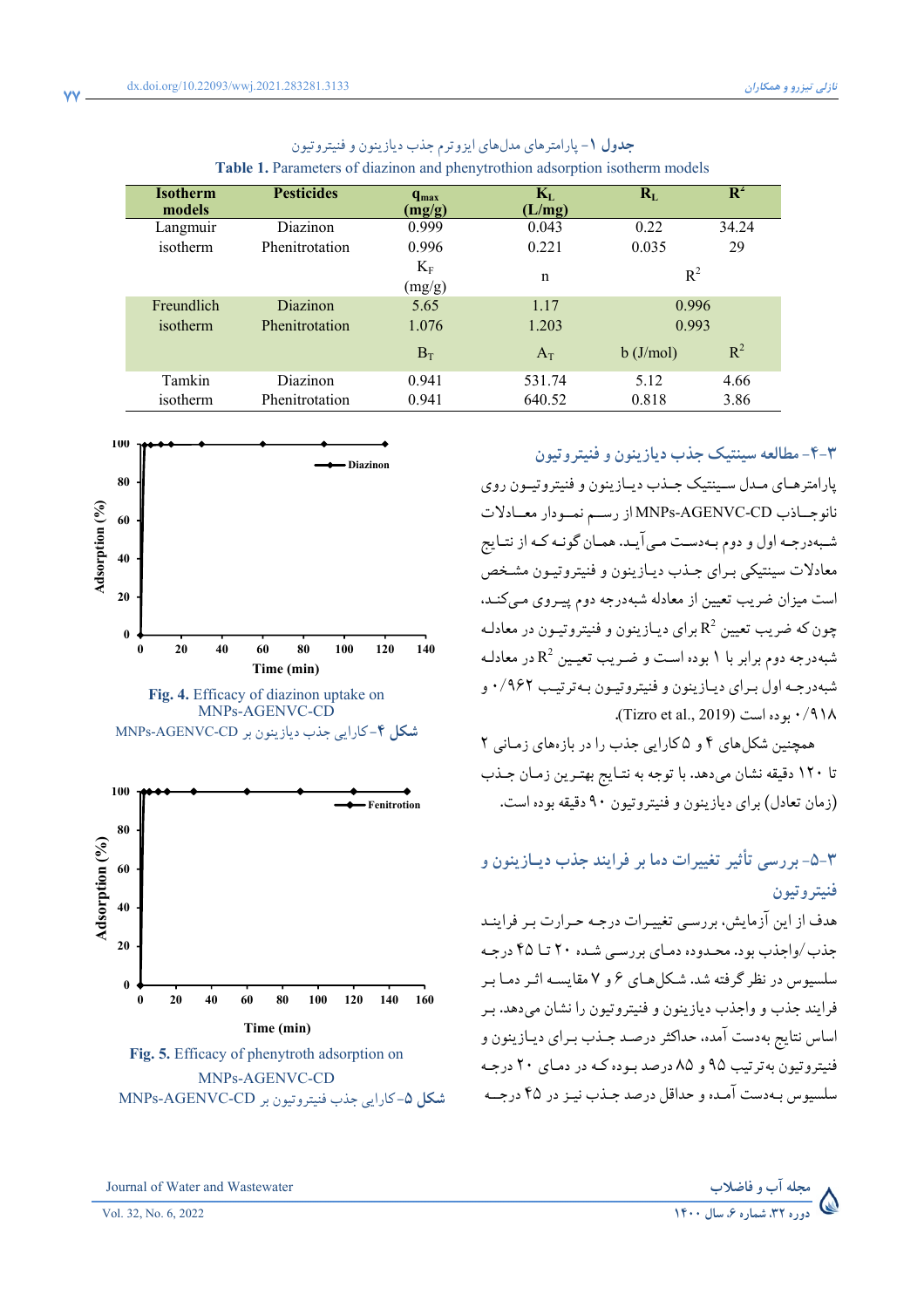**جدول ۱**- پارامترهای مدل‌های ایزوترم جذب دیازینون و فنیتروتیون

**Table 1.** Parameters of diazinon and phenytrothion adsorption isotherm models

| Isotherm models | Pesticides | $q_{max}$ (mg/g) | $K_L$ (L/mg) | $R_L$ | $R^2$ |
|---|---|---|---|---|---|
| Langmuir isotherm | Diazinon | 0.999 | 0.043 | 0.22 | 34.24 |
| | Phenitrotation | 0.996 | 0.221 | 0.035 | 29 |
| | | $K_F$ (mg/g) | n | $R^2$ | |
| Freundlich isotherm | Diazinon | 5.65 | 1.17 | 0.996 | |
| | Phenitrotation | 1.076 | 1.203 | 0.993 | |
| | | $B_T$ | $A_T$ | b (J/mol) | $R^2$ |
| Tamkin isotherm | Diazinon | 0.941 | 531.74 | 5.12 | 4.66 |
| | Phenitrotation | 0.941 | 640.52 | 0.818 | 3.86 |

## ۳-۴- مطالعه سینتیک جذب دیازینون و فنیتروتیون

پارامترهای مدل سینتیک جذب دیازینون و فنیتروتیون روی نانوجاذب MNPs-AGENVC-CD از رسم نمودار معادلات شبه‌درجه اول و دوم به‌دست می‌آید. همان گونه که از نتایج معادلات سینتیکی برای جذب دیازینون و فنیتروتیون مشخص است میزان ضریب تعیین از معادله شبه‌درجه دوم پیروی می‌کنند، چون که ضریب تعیین $R^2$ برای دیازینون و فنیتروتیون در معادله شبه‌درجه دوم برابر با ۱ بوده است و ضریب تعیین $R^2$ در معادله شبه‌درجه اول برای دیازینون و فنیتروتیون به‌ترتیب ۰/۹۶۲ و ۰/۹۱۸ بوده است (Tizro et al., 2019).

همچنین شکل‌های ۴ و ۵ کارایی جذب را در بازه‌های زمانی ۲ تا ۱۲۰ دقیقه نشان می‌دهد. با توجه به نتایج بهترین زمان جذب (زمان تعادل) برای دیازینون و فنیتروتیون ۹۰ دقیقه بوده است.

**Fig. 4.** Efficacy of diazinon uptake on MNPs-AGENVC-CD

**شکل ۴**- کارایی جذب دیازینون بر MNPs-AGENVC-CD

**Fig. 5.** Efficacy of phenytroth adsorption on MNPs-AGENVC-CD

**شکل ۵**- کارایی جذب فنیتروتیون بر MNPs-AGENVC-CD

## ۳-۵- بررسی تأثیر تغییرات دما بر فرایند جذب دیازینون و فنیتروتیون

هدف از این آزمایش، بررسی تغییرات درجه حرارت بر فرایند جذب/واجذب بود. محدوده دمای بررسی شده ۲۰ تا ۴۵ درجه سلسیوس در نظر گرفته شد. شکل‌های ۶ و ۷ مقایسه اثر دما بر فرایند جذب و واجذب دیازینون و فنیتروتیون را نشان می‌دهد. بر اساس نتایج به‌دست آمده، حداکثر درصد جذب برای دیازینون و فنیتروتیون به‌ترتیب ۹۵ و ۸۵ درصد بوده که در دمای ۲۰ درجه سلسیوس به‌دست آمده و حداقل درصد جذب نیز در ۴۵ درجه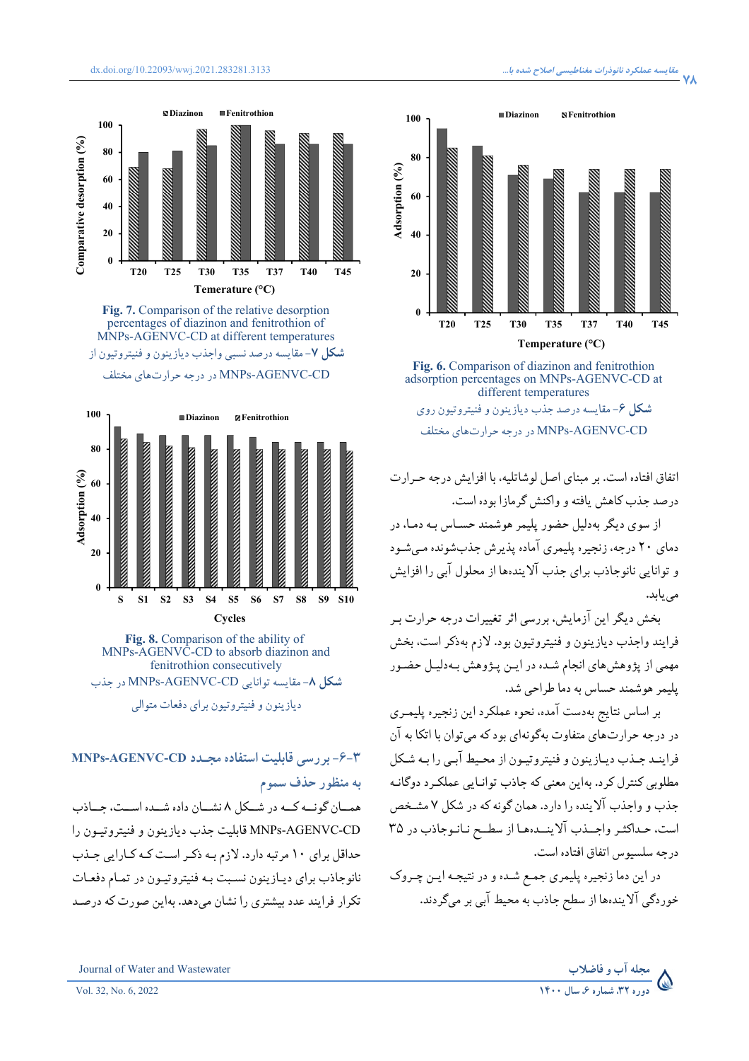Fig. 6. Comparison of diazinon and fenitrothion adsorption percentages on MNPs-AGENVC-CD at different temperatures

شکل ۶- مقایسه درصد جذب دیازینون و فنیتروتیون روی MNPs-AGENVC-CD در درجه حرارت‌های مختلف

اتفاق افتاده است. بر مبنای اصل لوشاتلیه، با افزایش درجه حرارت درصد جذب کاهش یافته و واکنش گرمازا بوده است.

از سوی دیگر به‌دلیل حضور پلیمر هوشمند حساس به دما، در دمای ۲۰ درجه، زنجیره پلیمری آماده پذیرش جذب‌شونده می‌شود و توانایی نانوجاذب برای جذب آلاینده‌ها از محلول آبی را افزایش می‌یابد.

بخش دیگر این آزمایش، بررسی اثر تغییرات درجه حرارت بر فرایند واجذب دیازینون و فنیتروتیون بود. لازم به‌ذکر است، بخش مهمی از پژوهش‌های انجام شده در این پژوهش به‌دلیل حضور پلیمر هوشمند حساس به دما طراحی شد.

بر اساس نتایج به‌دست آمده، نحوه عملکرد این زنجیره پلیمری در درجه حرارت‌های متفاوت به‌گونه‌ای بود که می‌توان با اتکا به آن فرایند جذب دیازینون و فنیتروتیون از محیط آبی را به شکل مطلوبی کنترل کرد. به‌این معنی که جاذب توانایی عملکرد دوگانه جذب و واجذب آلاینده را دارد. همان گونه که در شکل ۷ مشخص است، حداکثر واجذب آلاینده‌ها از سطح نانوجاذب در ۳۵ درجه سلسیوس اتفاق افتاده است.

در این دما زنجیره پلیمری جمع شده و در نتیجه این چروک خوردگی آلاینده‌ها از سطح جاذب به محیط آبی بر می‌گردند.

Fig. 7. Comparison of the relative desorption percentages of diazinon and fenitrothion of MNPs-AGENVC-CD at different temperatures

شکل ۷- مقایسه درصد نسبی واجذب دیازینون و فنیتروتیون از MNPs-AGENVC-CD در درجه حرارت‌های مختلف

Fig. 8. Comparison of the ability of MNPs-AGENVC-CD to absorb diazinon and fenitrothion consecutively

شکل ۸- مقایسه توانایی MNPs-AGENVC-CD در جذب دیازینون و فنیتروتیون برای دفعات متوالی

### ۳-۶- بررسی قابلیت استفاده مجدد MNPs-AGENVC-CD به منظور حذف سموم

همان گونه که در شکل ۸ نشان داده شده است، جاذب MNPs-AGENVC-CD قابلیت جذب دیازینون و فنیتروتیون را حداقل برای ۱۰ مرتبه دارد. لازم به ذکر است که کارایی جذب نانوجاذب برای دیازینون نسبت به فنیتروتیون در تمام دفعات تکرار فرایند عدد بیشتری را نشان می‌دهد. به‌این صورت که درصد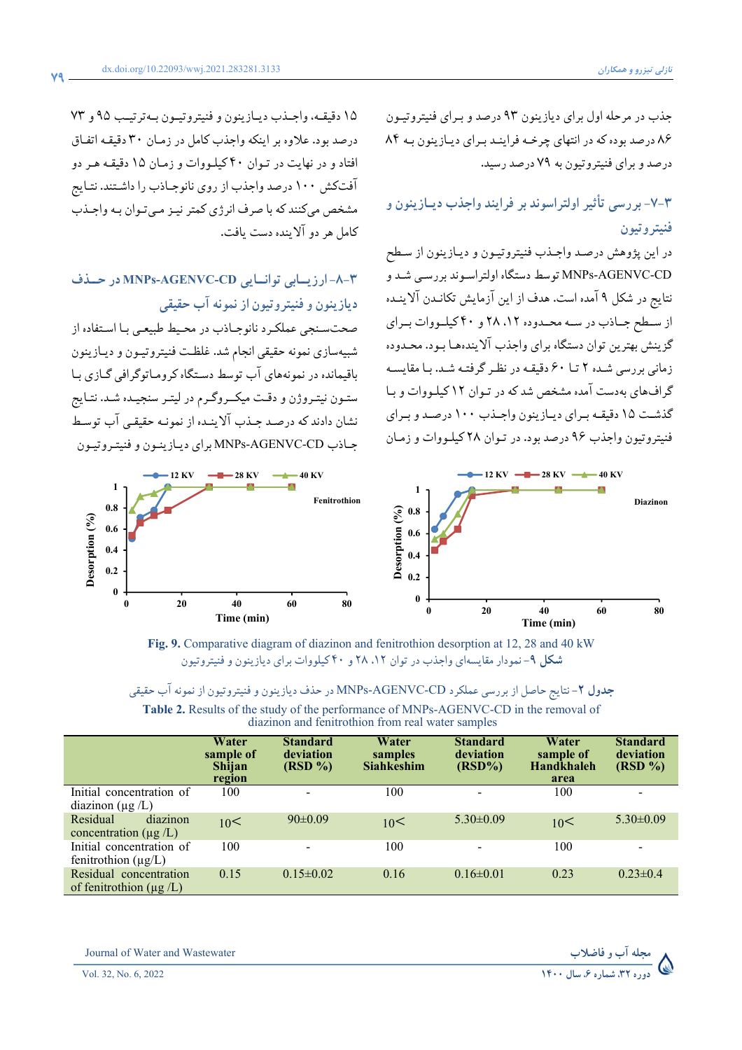جذب در مرحله اول برای دیازینون ۹۳ درصد و برای فنیتروتیون ۸۶ درصد بوده که در انتهای چرخه فرایند برای دیازینون به ۸۴ درصد و برای فنیتروتیون به ۷۹ درصد رسید.

## ۳-۷- بررسی تأثیر اولتراسوند بر فرایند واجذب دیازینون و فنیتروتیون

در این پژوهش درصد واجذب فنیتروتیون و دیازینون از سطح MNPs-AGENVC-CD توسط دستگاه اولتراسوند بررسی شد و نتایج در شکل ۹ آمده است. هدف از این آزمایش تکاندن آلاینده از سطح جاذب در سه محدوده ۱۲، ۲۸ و ۴۰ کیلووات برای گزینش بهترین توان دستگاه برای واجذب آلاینده‌ها بود. محدوده زمانی بررسی شده ۲ تا ۶۰ دقیقه در نظر گرفته شد. با مقایسه گراف‌های به‌دست آمده مشخص شد که در توان ۱۲ کیلووات و با گذشت ۱۵ دقیقه برای دیازینون واجذب ۱۰۰ درصد و برای فنیتروتیون واجذب ۹۶ درصد بود. در توان ۲۸ کیلووات و زمان ۱۵ دقیقه، واجذب دیازینون و فنیتروتیون به‌ترتیب ۹۵ و ۷۳ درصد بود. علاوه بر اینکه واجذب کامل در زمان ۳۰ دقیقه اتفاق افتاد و در نهایت در توان ۴۰ کیلووات و زمان ۱۵ دقیقه هر دو آفتکش ۱۰۰ درصد واجذب از روی نانوجاذب را داشتند. نتایج مشخص می‌کنند که با صرف انرژی کمتر نیز می‌توان به واجذب کامل هر دو آلاینده دست یافت.

## ۳-۸- ارزیابی توانایی MNPs-AGENVC-CD در حذف دیازینون و فنیتروتیون از نمونه آب حقیقی

صحت‌سنجی عملکرد نانوجاذب در محیط طبیعی با استفاده از شبیه‌سازی نمونه حقیقی انجام شد. غلظت فنیتروتیون و دیازینون باقیمانده در نمونه‌های آب توسط دستگاه کروماتوگرافی گازی با ستون نیتروژن و دقت میکروگرم در لیتر سنجیده شد. نتایج نشان دادند که درصد جذب آلاینده از نمونه آب حقیقی توسط جاذب MNPs-AGENVC-CD برای دیازینون و فنیتروتیون

**Fig. 9.** Comparative diagram of diazinon and fenitrothion desorption at 12, 28 and 40 kW

**شکل ۹**- نمودار مقایسه‌ای واجذب در توان ۱۲، ۲۸ و ۴۰ کیلووات برای دیازینون و فنیتروتیون

**جدول ۲**- نتایج حاصل از بررسی عملکرد MNPs-AGENVC-CD در حذف دیازینون و فنیتروتیون از نمونه آب حقیقی

**Table 2.** Results of the study of the performance of MNPs-AGENVC-CD in the removal of diazinon and fenitrothion from real water samples

| | Water sample of Shijan region | Standard deviation (RSD %) | Water samples Siahkeshim | Standard deviation (RSD%) | Water sample of Handkhaleh area | Standard deviation (RSD %) |
|---|---|---|---|---|---|---|
| Initial concentration of diazinon (μg /L) | 100 | - | 100 | - | 100 | - |
| Residual diazinon concentration (μg /L) | 10< | 90±0.09 | 10< | 5.30±0.09 | 10< | 5.30±0.09 |
| Initial concentration of fenitrothion (μg/L) | 100 | - | 100 | - | 100 | - |
| Residual concentration of fenitrothion (μg /L) | 0.15 | 0.15±0.02 | 0.16 | 0.16±0.01 | 0.23 | 0.23±0.4 |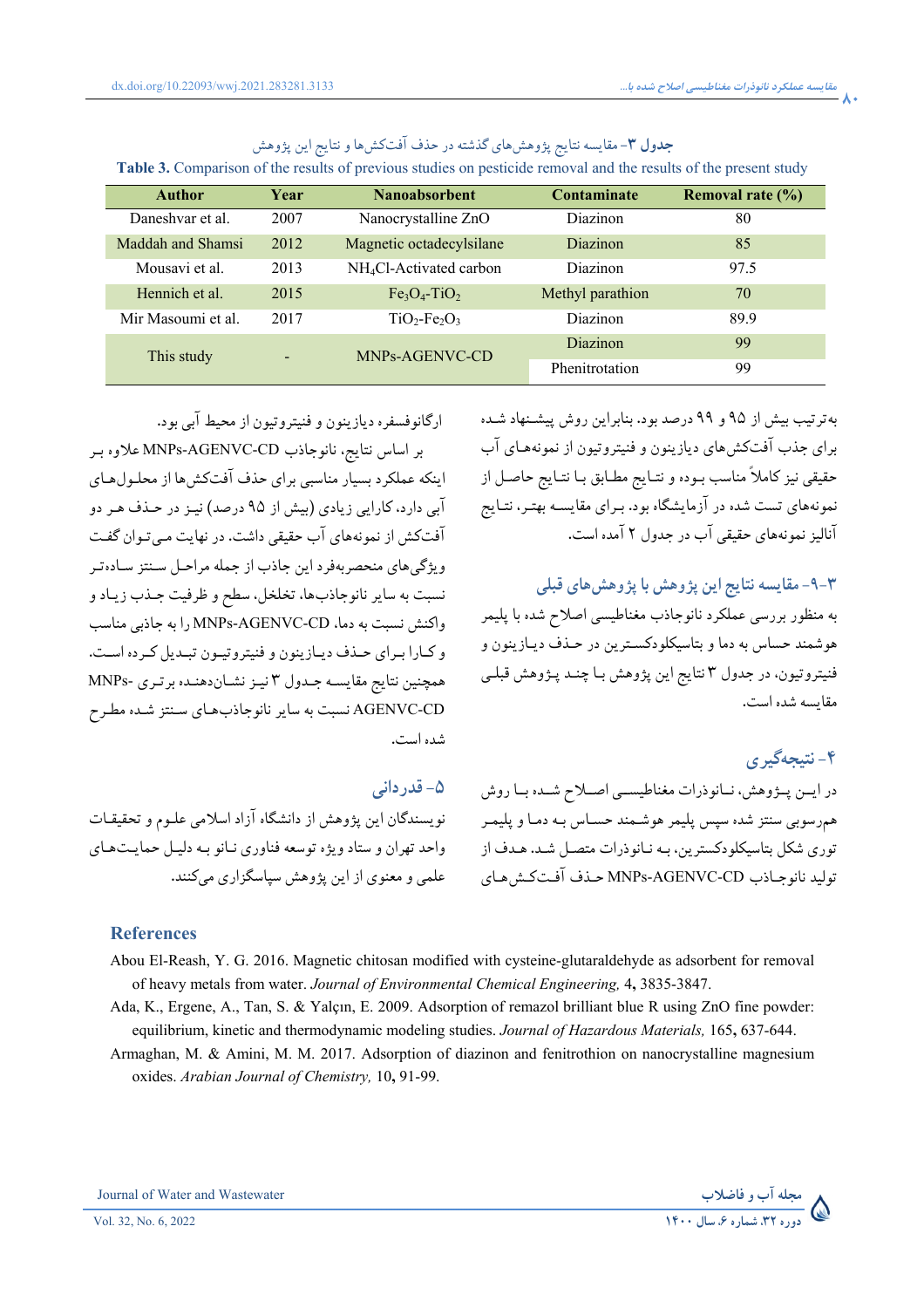جدول ۳- مقایسه نتایج پژوهش‌های گذشته در حذف آفت‌کش‌ها و نتایج این پژوهش

**Table 3.** Comparison of the results of previous studies on pesticide removal and the results of the present study

| Author | Year | Nanoabsorbent | Contaminate | Removal rate (%) |
|---|---|---|---|---|
| Daneshvar et al. | 2007 | Nanocrystalline ZnO | Diazinon | 80 |
| Maddah and Shamsi | 2012 | Magnetic octadecylsilane | Diazinon | 85 |
| Mousavi et al. | 2013 | $NH_4Cl$-Activated carbon | Diazinon | 97.5 |
| Hennich et al. | 2015 | $Fe_3O_4$-$TiO_2$ | Methyl parathion | 70 |
| Mir Masoumi et al. | 2017 | $TiO_2$-$Fe_2O_3$ | Diazinon | 89.9 |
| This study | - | MNPs-AGENVC-CD | Diazinon | 99 |
| | | | Phenitrotation | 99 |

به‌ترتیب بیش از ۹۵ و ۹۹ درصد بود. بنابراین روش پیشنهاد شده برای جذب آفت‌کش‌های دیازینون و فنیتروتیون از نمونه‌های آب حقیقی نیز کاملاً مناسب بوده و نتایج مطابق با نتایج حاصل از نمونه‌های تست شده در آزمایشگاه بود. برای مقایسه بهتر، نتایج آنالیز نمونه‌های حقیقی آب در جدول ۲ آمده است.

### ۳-۹- مقایسه نتایج این پژوهش با پژوهش‌های قبلی

به منظور بررسی عملکرد نانوجاذب مغناطیسی اصلاح شده با پلیمر هوشمند حساس به دما و بتاسیکلودکسترین در حذف دیازینون و فنیتروتیون، در جدول ۳ نتایج این پژوهش با چند پژوهش قبلی مقایسه شده است.

## ۴- نتیجه‌گیری

در این پژوهش، نانوذرات مغناطیسی اصلاح شده با روش هم‌رسوبی سنتز شده سپس پلیمر هوشمند حساس به دما و پلیمر توری شکل بتاسیکلودکسترین، به نانوذرات متصل شد. هدف از تولید نانوجاذب MNPs-AGENVC-CD حذف آفت‌کش‌های ارگانوفسفره دیازینون و فنیتروتیون از محیط آبی بود.

بر اساس نتایج، نانوجاذب MNPs-AGENVC-CD علاوه بر اینکه عملکرد بسیار مناسبی برای حذف آفت‌کش‌ها از محلول‌های آبی دارد، کارایی زیادی (بیش از ۹۵ درصد) نیز در حذف هر دو آفت‌کش از نمونه‌های آب حقیقی داشت. در نهایت می‌توان گفت ویژگی‌های منحصربه‌فرد این جاذب از جمله مراحل سنتز ساده‌تر نسبت به سایر نانوجاذب‌ها، تخلخل، سطح و ظرفیت جذب زیاد و واکنش نسبت به دما، MNPs-AGENVC-CD را به جاذبی مناسب و کارا برای حذف دیازینون و فنیتروتیون تبدیل کرده است. همچنین نتایج مقایسه جدول ۳ نیز نشان‌دهنده برتری MNPs-AGENVC-CD نسبت به سایر نانوجاذب‌های سنتز شده مطرح شده است.

## ۵- قدردانی

نویسندگان این پژوهش از دانشگاه آزاد اسلامی علوم و تحقیقات واحد تهران و ستاد ویژه توسعه فناوری نانو به دلیل حمایت‌های علمی و معنوی از این پژوهش سپاسگزاری می‌کنند.

## References

Abou El-Reash, Y. G. 2016. Magnetic chitosan modified with cysteine-glutaraldehyde as adsorbent for removal of heavy metals from water. *Journal of Environmental Chemical Engineering,* 4**,** 3835-3847.

Ada, K., Ergene, A., Tan, S. & Yalçın, E. 2009. Adsorption of remazol brilliant blue R using ZnO fine powder: equilibrium, kinetic and thermodynamic modeling studies. *Journal of Hazardous Materials,* 165**,** 637-644.

Armaghan, M. & Amini, M. M. 2017. Adsorption of diazinon and fenitrothion on nanocrystalline magnesium oxides. *Arabian Journal of Chemistry,* 10**,** 91-99.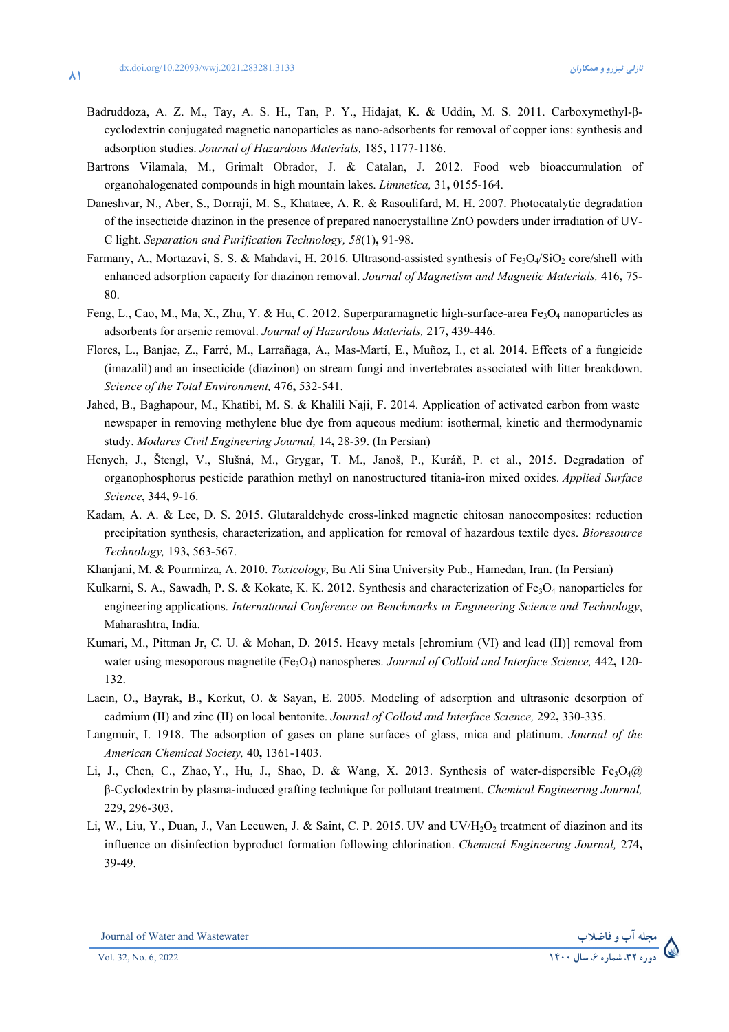Badruddoza, A. Z. M., Tay, A. S. H., Tan, P. Y., Hidajat, K. & Uddin, M. S. 2011. Carboxymethyl-β-cyclodextrin conjugated magnetic nanoparticles as nano-adsorbents for removal of copper ions: synthesis and adsorption studies. *Journal of Hazardous Materials,* 185**,** 1177-1186.

Bartrons Vilamala, M., Grimalt Obrador, J. & Catalan, J. 2012. Food web bioaccumulation of organohalogenated compounds in high mountain lakes. *Limnetica,* 31**,** 0155-164.

Daneshvar, N., Aber, S., Dorraji, M. S., Khataee, A. R. & Rasoulifard, M. H. 2007. Photocatalytic degradation of the insecticide diazinon in the presence of prepared nanocrystalline ZnO powders under irradiation of UV-C light. *Separation and Purification Technology, 58*(1)**,** 91-98.

Farmany, A., Mortazavi, S. S. & Mahdavi, H. 2016. Ultrasond-assisted synthesis of $Fe_3O_4/SiO_2$ core/shell with enhanced adsorption capacity for diazinon removal. *Journal of Magnetism and Magnetic Materials,* 416**,** 75-80.

Feng, L., Cao, M., Ma, X., Zhu, Y. & Hu, C. 2012. Superparamagnetic high-surface-area $Fe_3O_4$ nanoparticles as adsorbents for arsenic removal. *Journal of Hazardous Materials,* 217**,** 439-446.

Flores, L., Banjac, Z., Farré, M., Larrañaga, A., Mas-Martí, E., Muñoz, I., et al. 2014. Effects of a fungicide (imazalil) and an insecticide (diazinon) on stream fungi and invertebrates associated with litter breakdown. *Science of the Total Environment,* 476**,** 532-541.

Jahed, B., Baghapour, M., Khatibi, M. S. & Khalili Naji, F. 2014. Application of activated carbon from waste newspaper in removing methylene blue dye from aqueous medium: isothermal, kinetic and thermodynamic study. *Modares Civil Engineering Journal,* 14**,** 28-39. (In Persian)

Henych, J., Štengl, V., Slušná, M., Grygar, T. M., Janoš, P., Kuráň, P. et al., 2015. Degradation of organophosphorus pesticide parathion methyl on nanostructured titania-iron mixed oxides. *Applied Surface Science*, 344**,** 9-16.

Kadam, A. A. & Lee, D. S. 2015. Glutaraldehyde cross-linked magnetic chitosan nanocomposites: reduction precipitation synthesis, characterization, and application for removal of hazardous textile dyes. *Bioresource Technology,* 193**,** 563-567.

Khanjani, M. & Pourmirza, A. 2010. *Toxicology*, Bu Ali Sina University Pub., Hamedan, Iran. (In Persian)

Kulkarni, S. A., Sawadh, P. S. & Kokate, K. K. 2012. Synthesis and characterization of $Fe_3O_4$ nanoparticles for engineering applications. *International Conference on Benchmarks in Engineering Science and Technology*, Maharashtra, India.

Kumari, M., Pittman Jr, C. U. & Mohan, D. 2015. Heavy metals [chromium (VI) and lead (II)] removal from water using mesoporous magnetite ($Fe_3O_4$) nanospheres. *Journal of Colloid and Interface Science,* 442**,** 120-132.

Lacin, O., Bayrak, B., Korkut, O. & Sayan, E. 2005. Modeling of adsorption and ultrasonic desorption of cadmium (II) and zinc (II) on local bentonite. *Journal of Colloid and Interface Science,* 292**,** 330-335.

Langmuir, I. 1918. The adsorption of gases on plane surfaces of glass, mica and platinum. *Journal of the American Chemical Society,* 40**,** 1361-1403.

Li, J., Chen, C., Zhao, Y., Hu, J., Shao, D. & Wang, X. 2013. Synthesis of water-dispersible $Fe_3O_4$@ β-Cyclodextrin by plasma-induced grafting technique for pollutant treatment. *Chemical Engineering Journal,* 229**,** 296-303.

Li, W., Liu, Y., Duan, J., Van Leeuwen, J. & Saint, C. P. 2015. UV and UV/$H_2O_2$ treatment of diazinon and its influence on disinfection byproduct formation following chlorination. *Chemical Engineering Journal,* 274**,** 39-49.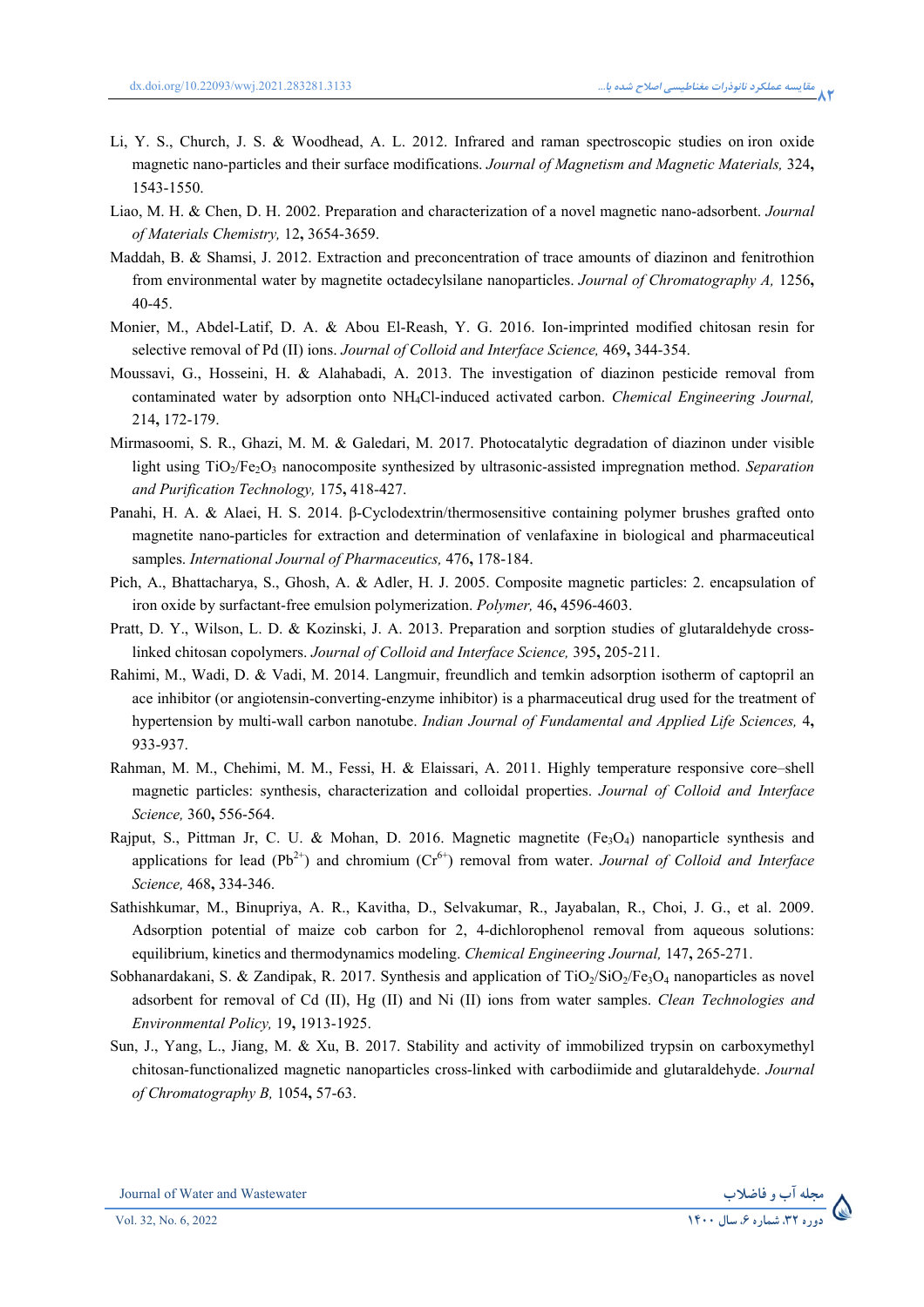Li, Y. S., Church, J. S. & Woodhead, A. L. 2012. Infrared and raman spectroscopic studies on iron oxide magnetic nano-particles and their surface modifications. *Journal of Magnetism and Magnetic Materials,* 324**,** 1543-1550.

Liao, M. H. & Chen, D. H. 2002. Preparation and characterization of a novel magnetic nano-adsorbent. *Journal of Materials Chemistry,* 12**,** 3654-3659.

Maddah, B. & Shamsi, J. 2012. Extraction and preconcentration of trace amounts of diazinon and fenitrothion from environmental water by magnetite octadecylsilane nanoparticles. *Journal of Chromatography A,* 1256**,** 40-45.

Monier, M., Abdel-Latif, D. A. & Abou El-Reash, Y. G. 2016. Ion-imprinted modified chitosan resin for selective removal of Pd (II) ions. *Journal of Colloid and Interface Science,* 469**,** 344-354.

Moussavi, G., Hosseini, H. & Alahabadi, A. 2013. The investigation of diazinon pesticide removal from contaminated water by adsorption onto $NH_4Cl$-induced activated carbon. *Chemical Engineering Journal,* 214**,** 172-179.

Mirmasoomi, S. R., Ghazi, M. M. & Galedari, M. 2017. Photocatalytic degradation of diazinon under visible light using $TiO_2/Fe_2O_3$ nanocomposite synthesized by ultrasonic-assisted impregnation method. *Separation and Purification Technology,* 175**,** 418-427.

Panahi, H. A. & Alaei, H. S. 2014. β-Cyclodextrin/thermosensitive containing polymer brushes grafted onto magnetite nano-particles for extraction and determination of venlafaxine in biological and pharmaceutical samples. *International Journal of Pharmaceutics,* 476**,** 178-184.

Pich, A., Bhattacharya, S., Ghosh, A. & Adler, H. J. 2005. Composite magnetic particles: 2. encapsulation of iron oxide by surfactant-free emulsion polymerization. *Polymer,* 46**,** 4596-4603.

Pratt, D. Y., Wilson, L. D. & Kozinski, J. A. 2013. Preparation and sorption studies of glutaraldehyde cross-linked chitosan copolymers. *Journal of Colloid and Interface Science,* 395**,** 205-211.

Rahimi, M., Wadi, D. & Vadi, M. 2014. Langmuir, freundlich and temkin adsorption isotherm of captopril an ace inhibitor (or angiotensin-converting-enzyme inhibitor) is a pharmaceutical drug used for the treatment of hypertension by multi-wall carbon nanotube. *Indian Journal of Fundamental and Applied Life Sciences,* 4**,** 933-937.

Rahman, M. M., Chehimi, M. M., Fessi, H. & Elaissari, A. 2011. Highly temperature responsive core–shell magnetic particles: synthesis, characterization and colloidal properties. *Journal of Colloid and Interface Science,* 360**,** 556-564.

Rajput, S., Pittman Jr, C. U. & Mohan, D. 2016. Magnetic magnetite ($Fe_3O_4$) nanoparticle synthesis and applications for lead ($Pb^{2+}$) and chromium ($Cr^{6+}$) removal from water. *Journal of Colloid and Interface Science,* 468**,** 334-346.

Sathishkumar, M., Binupriya, A. R., Kavitha, D., Selvakumar, R., Jayabalan, R., Choi, J. G., et al. 2009. Adsorption potential of maize cob carbon for 2, 4-dichlorophenol removal from aqueous solutions: equilibrium, kinetics and thermodynamics modeling. *Chemical Engineering Journal,* 147, 265-271.

Sobhanardakani, S. & Zandipak, R. 2017. Synthesis and application of $TiO_2/SiO_2/Fe_3O_4$ nanoparticles as novel adsorbent for removal of Cd (II), Hg (II) and Ni (II) ions from water samples. *Clean Technologies and Environmental Policy,* 19**,** 1913-1925.

Sun, J., Yang, L., Jiang, M. & Xu, B. 2017. Stability and activity of immobilized trypsin on carboxymethyl chitosan-functionalized magnetic nanoparticles cross-linked with carbodiimide and glutaraldehyde. *Journal of Chromatography B,* 1054**,** 57-63.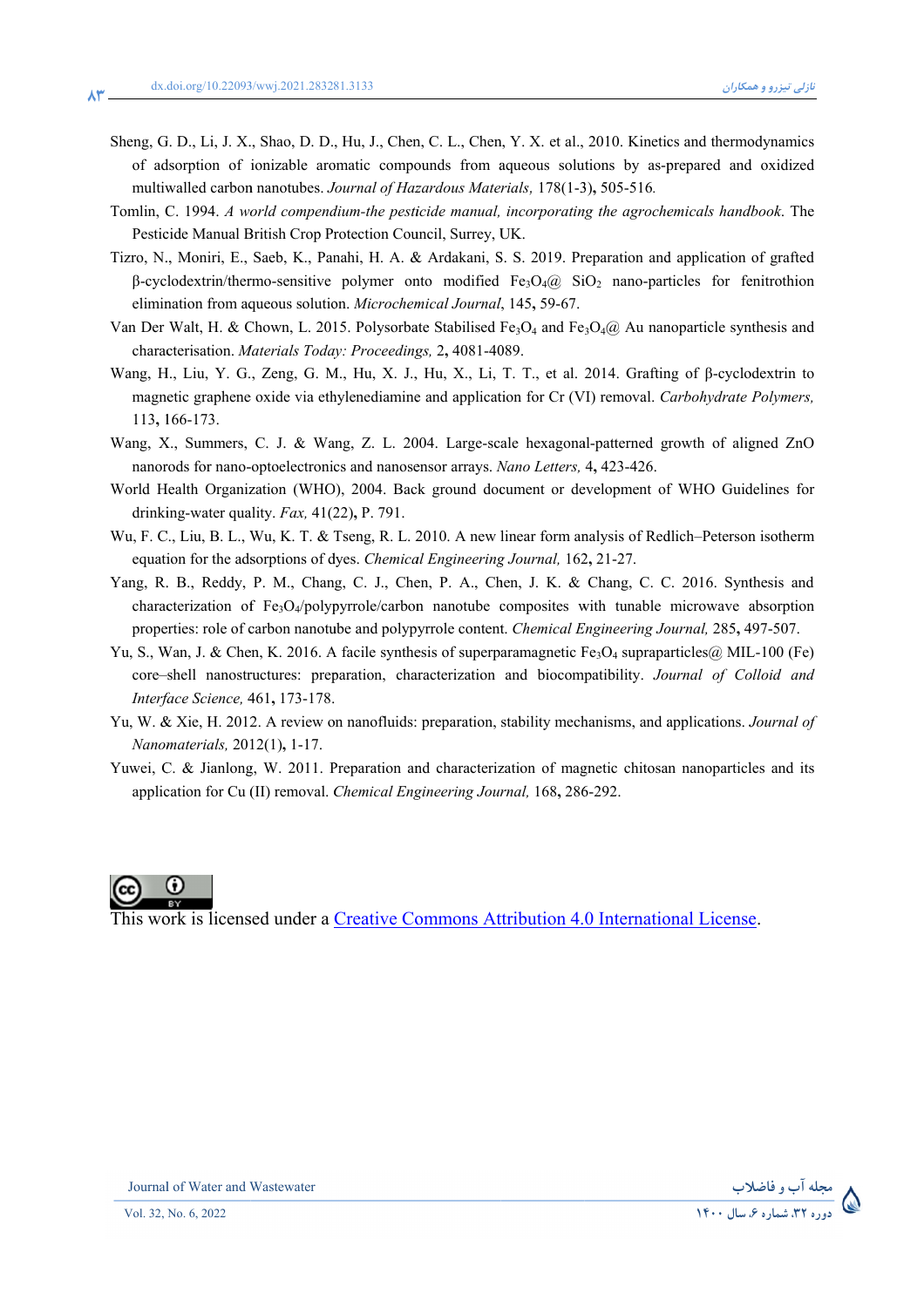Sheng, G. D., Li, J. X., Shao, D. D., Hu, J., Chen, C. L., Chen, Y. X. et al., 2010. Kinetics and thermodynamics of adsorption of ionizable aromatic compounds from aqueous solutions by as-prepared and oxidized multiwalled carbon nanotubes. *Journal of Hazardous Materials,* 178(1-3), 505-516.

Tomlin, C. 1994. *A world compendium-the pesticide manual, incorporating the agrochemicals handbook*. The Pesticide Manual British Crop Protection Council, Surrey, UK.

Tizro, N., Moniri, E., Saeb, K., Panahi, H. A. & Ardakani, S. S. 2019. Preparation and application of grafted β-cyclodextrin/thermo-sensitive polymer onto modified $Fe_3O_4$@ $SiO_2$ nano-particles for fenitrothion elimination from aqueous solution. *Microchemical Journal*, 145, 59-67.

Van Der Walt, H. & Chown, L. 2015. Polysorbate Stabilised $Fe_3O_4$ and $Fe_3O_4$@ Au nanoparticle synthesis and characterisation. *Materials Today: Proceedings,* 2, 4081-4089.

Wang, H., Liu, Y. G., Zeng, G. M., Hu, X. J., Hu, X., Li, T. T., et al. 2014. Grafting of β-cyclodextrin to magnetic graphene oxide via ethylenediamine and application for Cr (VI) removal. *Carbohydrate Polymers,* 113, 166-173.

Wang, X., Summers, C. J. & Wang, Z. L. 2004. Large-scale hexagonal-patterned growth of aligned ZnO nanorods for nano-optoelectronics and nanosensor arrays. *Nano Letters,* 4, 423-426.

World Health Organization (WHO), 2004. Back ground document or development of WHO Guidelines for drinking-water quality. *Fax,* 41(22), P. 791.

Wu, F. C., Liu, B. L., Wu, K. T. & Tseng, R. L. 2010. A new linear form analysis of Redlich–Peterson isotherm equation for the adsorptions of dyes. *Chemical Engineering Journal,* 162, 21-27.

Yang, R. B., Reddy, P. M., Chang, C. J., Chen, P. A., Chen, J. K. & Chang, C. C. 2016. Synthesis and characterization of $Fe_3O_4$/polypyrrole/carbon nanotube composites with tunable microwave absorption properties: role of carbon nanotube and polypyrrole content. *Chemical Engineering Journal,* 285, 497-507.

Yu, S., Wan, J. & Chen, K. 2016. A facile synthesis of superparamagnetic $Fe_3O_4$ supraparticles@ MIL-100 (Fe) core–shell nanostructures: preparation, characterization and biocompatibility. *Journal of Colloid and Interface Science,* 461, 173-178.

Yu, W. & Xie, H. 2012. A review on nanofluids: preparation, stability mechanisms, and applications. *Journal of Nanomaterials,* 2012(1), 1-17.

Yuwei, C. & Jianlong, W. 2011. Preparation and characterization of magnetic chitosan nanoparticles and its application for Cu (II) removal. *Chemical Engineering Journal,* 168, 286-292.

This work is licensed under a Creative Commons Attribution 4.0 International License.